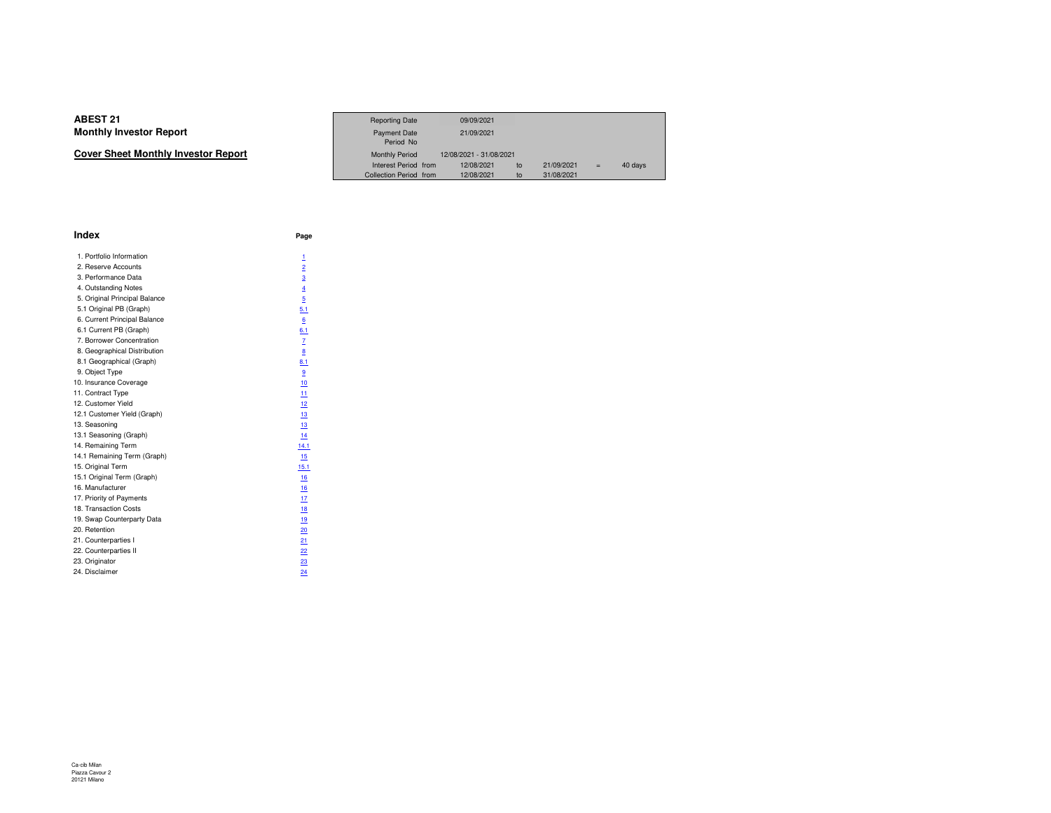# ABEST 21
## Monthly Investor Report

**Cover Sheet Monthly Investor Report**

| | | | | | |
|---|---|---|---|---|---|
| Reporting Date | 09/09/2021 | | | | |
| Payment Date | 21/09/2021 | | | | |
| Period No | | | | | |
| Monthly Period | 12/08/2021 - 31/08/2021 | | | | |
| Interest Period from | 12/08/2021 | to | 21/09/2021 | = | 40 days |
| Collection Period from | 12/08/2021 | to | 31/08/2021 | | |

## Index

| | Page |
|---|---|
| 1. Portfolio Information | 1 |
| 2. Reserve Accounts | 2 |
| 3. Performance Data | 3 |
| 4. Outstanding Notes | 4 |
| 5. Original Principal Balance | 5 |
| 5.1 Original PB (Graph) | 5.1 |
| 6. Current Principal Balance | 6 |
| 6.1 Current PB (Graph) | 6.1 |
| 7. Borrower Concentration | 7 |
| 8. Geographical Distribution | 8 |
| 8.1 Geographical (Graph) | 8.1 |
| 9. Object Type | 9 |
| 10. Insurance Coverage | 10 |
| 11. Contract Type | 11 |
| 12. Customer Yield | 12 |
| 12.1 Customer Yield (Graph) | 13 |
| 13. Seasoning | 13 |
| 13.1 Seasoning (Graph) | 14 |
| 14. Remaining Term | 14.1 |
| 14.1 Remaining Term (Graph) | 15 |
| 15. Original Term | 15.1 |
| 15.1 Original Term (Graph) | 16 |
| 16. Manufacturer | 16 |
| 17. Priority of Payments | 17 |
| 18. Transaction Costs | 18 |
| 19. Swap Counterparty Data | 19 |
| 20. Retention | 20 |
| 21. Counterparties I | 21 |
| 22. Counterparties II | 22 |
| 23. Originator | 23 |
| 24. Disclaimer | 24 |

Ca-cib Milan
Piazza Cavour 2
20121 Milano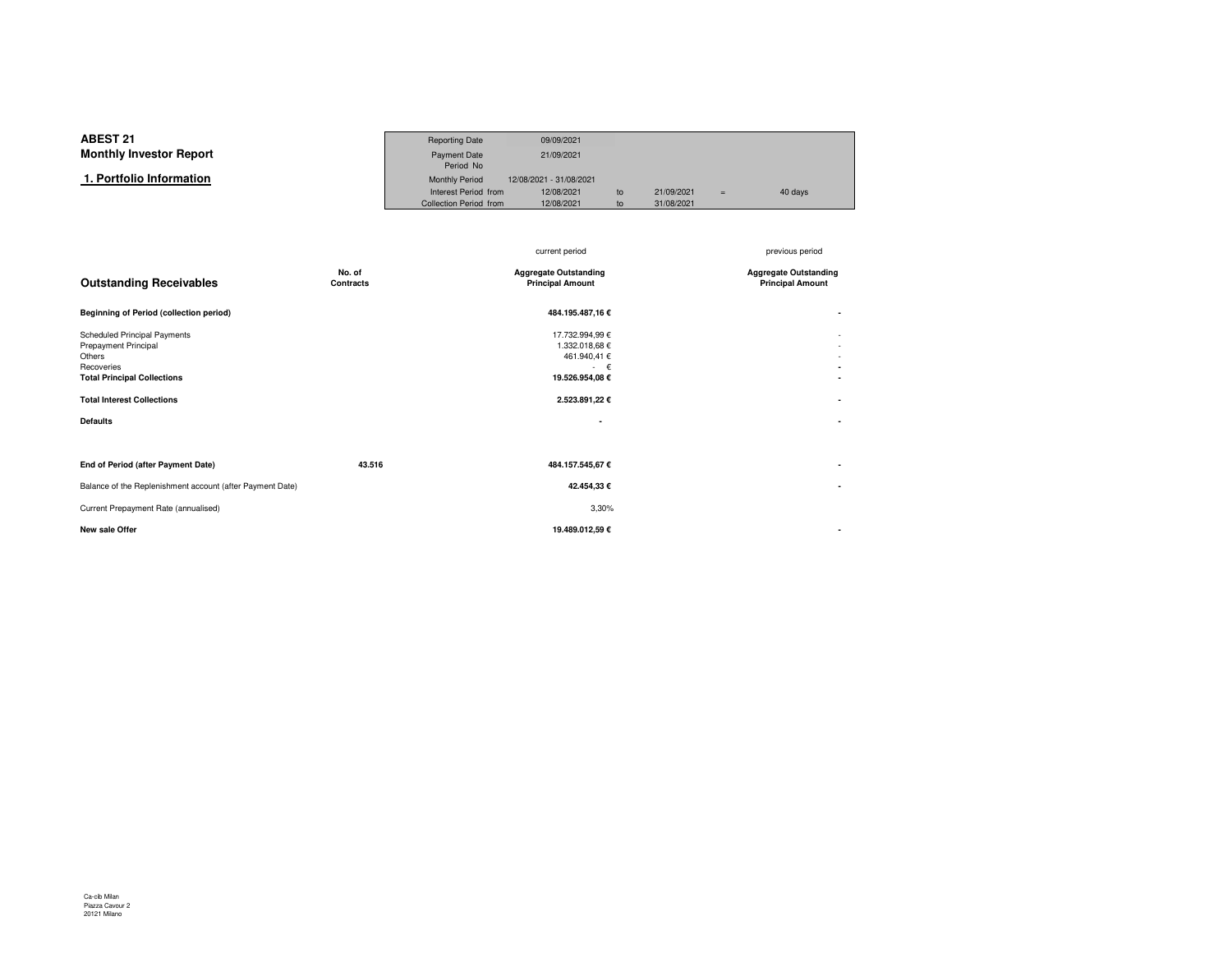# ABEST 21

## Monthly Investor Report

### 1. Portfolio Information

| | | | | | |
|---|---|---|---|---|---|
| Reporting Date | 09/09/2021 | | | | |
| Payment Date | 21/09/2021 | | | | |
| Period No | | | | | |
| Monthly Period | 12/08/2021 - 31/08/2021 | | | | |
| Interest Period from | 12/08/2021 | to | 21/09/2021 | = | 40 days |
| Collection Period from | 12/08/2021 | to | 31/08/2021 | | |

| | | current period | previous period |
|---|---|---|---|
| **Outstanding Receivables** | **No. of Contracts** | **Aggregate Outstanding Principal Amount** | **Aggregate Outstanding Principal Amount** |
| **Beginning of Period (collection period)** | | **484.195.487,16 €** | **-** |
| Scheduled Principal Payments | | 17.732.994,99 € | - |
| Prepayment Principal | | 1.332.018,68 € | - |
| Others | | 461.940,41 € | - |
| Recoveries | | - € | **-** |
| **Total Principal Collections** | | **19.526.954,08 €** | **-** |
| **Total Interest Collections** | | **2.523.891,22 €** | **-** |
| **Defaults** | | **-** | **-** |
| **End of Period (after Payment Date)** | **43.516** | **484.157.545,67 €** | **-** |
| Balance of the Replenishment account (after Payment Date) | | **42.454,33 €** | **-** |
| Current Prepayment Rate (annualised) | | 3,30% | |
| **New sale Offer** | | **19.489.012,59 €** | **-** |

Ca-cib Milan
Piazza Cavour 2
20121 Milano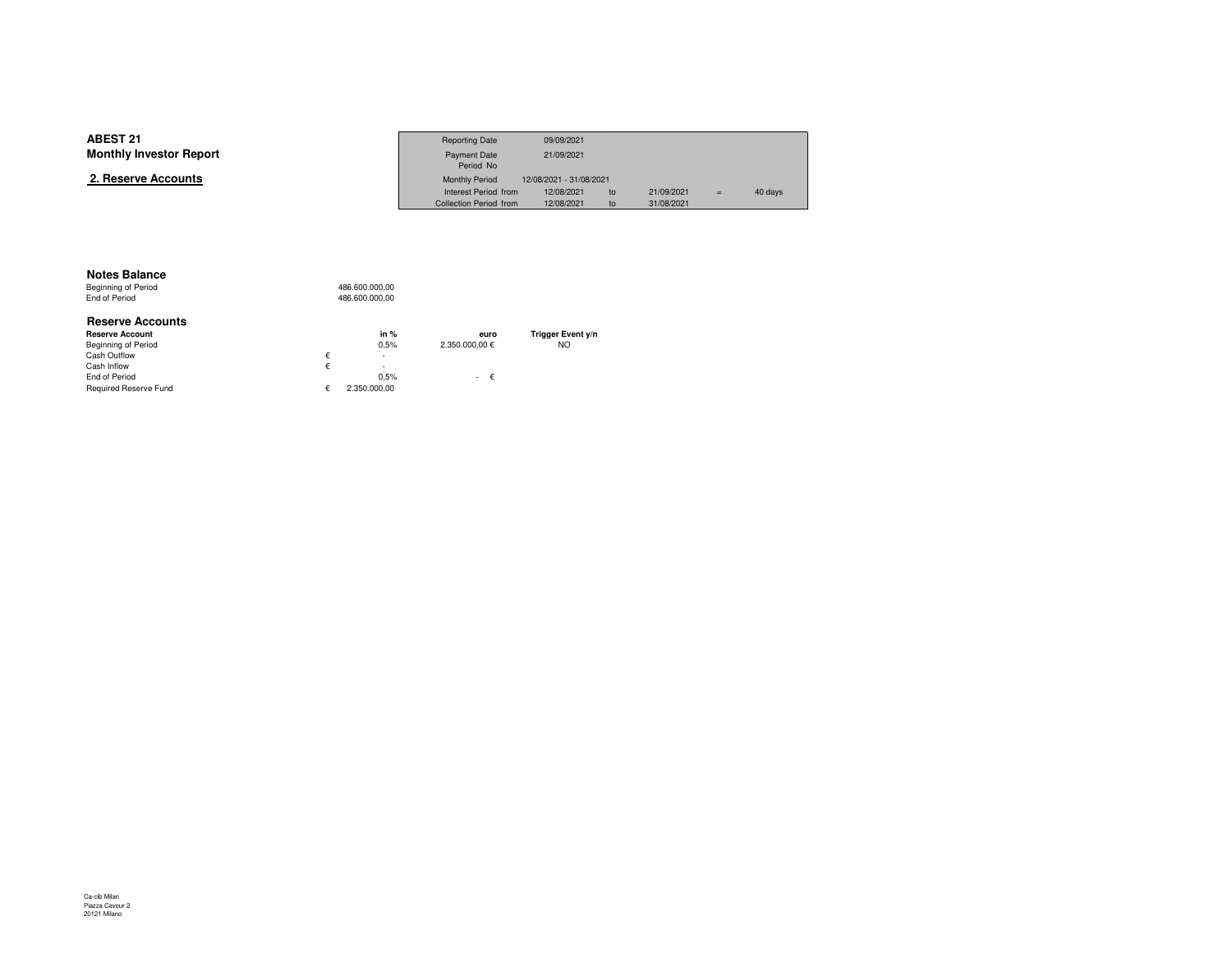**ABEST 21**
**Monthly Investor Report**

## 2. Reserve Accounts

| | | | | | | |
|---|---|---|---|---|---|---|
| Reporting Date | 09/09/2021 | | | | | |
| Payment Date | 21/09/2021 | | | | | |
| Period No | | | | | | |
| Monthly Period | 12/08/2021 - 31/08/2021 | | | | | |
| Interest Period from | 12/08/2021 | to | 21/09/2021 | = | 40 days | |
| Collection Period from | 12/08/2021 | to | 31/08/2021 | | | |

### Notes Balance

| | |
|---|---|
| Beginning of Period | 486.600.000,00 |
| End of Period | 486.600.000,00 |

### Reserve Accounts

| Reserve Account | | in % | euro | Trigger Event y/n |
|---|---|---|---|---|
| Beginning of Period | | 0,5% | 2.350.000,00 € | NO |
| Cash Outflow | € | - | | |
| Cash Inflow | € | - | | |
| End of Period | | 0,5% | - € | |
| Required Reserve Fund | € | 2.350.000,00 | | |

Ca-cib Milan
Piazza Cavour 2
20121 Milano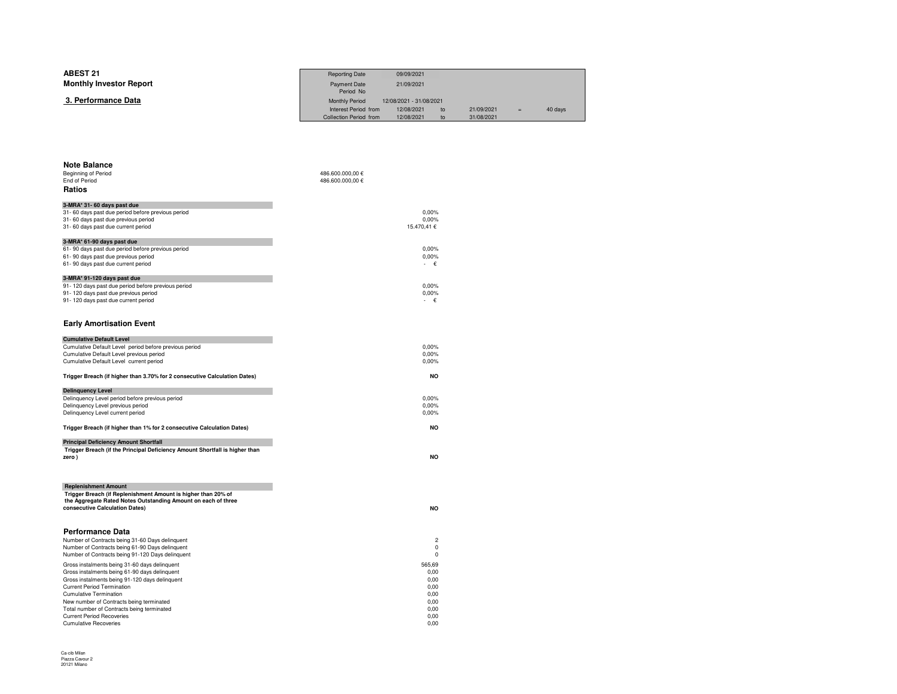**ABEST 21**

**Monthly Investor Report**

**3. Performance Data**

| | | | | | |
|---|---|---|---|---|---|
| Reporting Date | 09/09/2021 | | | | |
| Payment Date | 21/09/2021 | | | | |
| Period No | | | | | |
| Monthly Period | 12/08/2021 - 31/08/2021 | | | | |
| Interest Period from | 12/08/2021 | to | 21/09/2021 | = | 40 days |
| Collection Period from | 12/08/2021 | to | 31/08/2021 | | |

## Note Balance

| | |
|---|---|
| Beginning of Period | 486.600.000,00 € |
| End of Period | 486.600.000,00 € |

## Ratios

| **3-MRA* 31- 60 days past due** | |
|---|---|
| 31- 60 days past due period before previous period | 0,00% |
| 31- 60 days past due previous period | 0,00% |
| 31- 60 days past due current period | 15.470,41 € |

| **3-MRA* 61-90 days past due** | |
|---|---|
| 61- 90 days past due period before previous period | 0,00% |
| 61- 90 days past due previous period | 0,00% |
| 61- 90 days past due current period | - € |

| **3-MRA* 91-120 days past due** | |
|---|---|
| 91- 120 days past due period before previous period | 0,00% |
| 91- 120 days past due previous period | 0,00% |
| 91- 120 days past due current period | - € |

## Early Amortisation Event

| **Cumulative Default Level** | |
|---|---|
| Cumulative Default Level period before previous period | 0,00% |
| Cumulative Default Level previous period | 0,00% |
| Cumulative Default Level current period | 0,00% |
| **Trigger Breach (if higher than 3.70% for 2 consecutive Calculation Dates)** | **NO** |

| **Delinquency Level** | |
|---|---|
| Delinquency Level period before previous period | 0,00% |
| Delinquency Level previous period | 0,00% |
| Delinquency Level current period | 0,00% |
| **Trigger Breach (if higher than 1% for 2 consecutive Calculation Dates)** | **NO** |

| **Principal Deficiency Amount Shortfall** | |
|---|---|
| **Trigger Breach (if the Principal Deficiency Amount Shortfall is higher than zero )** | **NO** |

| **Replenishment Amount** | |
|---|---|
| **Trigger Breach (if Replenishment Amount is higher than 20% of the Aggregate Rated Notes Outstanding Amount on each of three consecutive Calculation Dates)** | **NO** |

## Performance Data

| | |
|---|---|
| Number of Contracts being 31-60 Days delinquent | 2 |
| Number of Contracts being 61-90 Days delinquent | 0 |
| Number of Contracts being 91-120 Days delinquent | 0 |
| Gross instalments being 31-60 days delinquent | 565,69 |
| Gross instalments being 61-90 days delinquent | 0,00 |
| Gross instalments being 91-120 days delinquent | 0,00 |
| Current Period Termination | 0,00 |
| Cumulative Termination | 0,00 |
| New number of Contracts being terminated | 0,00 |
| Total number of Contracts being terminated | 0,00 |
| Current Period Recoveries | 0,00 |
| Cumulative Recoveries | 0,00 |

Ca-cib Milan
Piazza Cavour 2
20121 Milano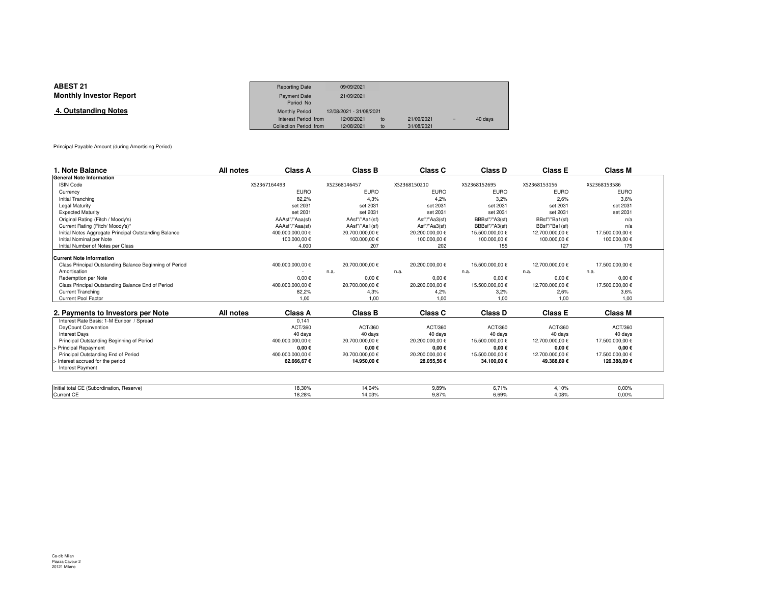**ABEST 21**
**Monthly Investor Report**

**4. Outstanding Notes**

| | | | | | |
|---|---|---|---|---|---|
| Reporting Date | 09/09/2021 | | | | |
| Payment Date | 21/09/2021 | | | | |
| Period No | | | | | |
| Monthly Period | 12/08/2021 - 31/08/2021 | | | | |
| Interest Period from | 12/08/2021 | to | 21/09/2021 | = | 40 days |
| Collection Period from | 12/08/2021 | to | 31/08/2021 | | |

Principal Payable Amount (during Amortising Period)

| 1. Note Balance | All notes | Class A | Class B | Class C | Class D | Class E | Class M |
|---|---|---|---|---|---|---|---|
| **General Note Information** | | | | | | | |
| ISIN Code | | XS2367164493 | XS2368146457 | XS2368150210 | XS2368152695 | XS2368153156 | XS2368153586 |
| Currency | | EURO | EURO | EURO | EURO | EURO | EURO |
| Initial Tranching | | 82,2% | 4,3% | 4,2% | 3,2% | 2,6% | 3,6% |
| Legal Maturity | | set 2031 | set 2031 | set 2031 | set 2031 | set 2031 | set 2031 |
| Expected Maturity | | set 2031 | set 2031 | set 2031 | set 2031 | set 2031 | set 2031 |
| Original Rating (Fitch / Moody's) | | AAAsf"/"Aaa(sf) | AAsf"/"Aa1(sf) | Asf"/"Aa3(sf) | BBBsf"/"A3(sf) | BBsf"/"Ba1(sf) | n/a |
| Current Rating (Fitch/ Moody's)* | | AAAsf"/"Aaa(sf) | AAsf"/"Aa1(sf) | Asf"/"Aa3(sf) | BBBsf"/"A3(sf) | BBsf"/"Ba1(sf) | n/a |
| Initial Notes Aggregate Principal Outstanding Balance | | 400.000.000,00 € | 20.700.000,00 € | 20.200.000,00 € | 15.500.000,00 € | 12.700.000,00 € | 17.500.000,00 € |
| Initial Nominal per Note | | 100.000,00 € | 100.000,00 € | 100.000,00 € | 100.000,00 € | 100.000,00 € | 100.000,00 € |
| Initial Number of Notes per Class | | 4.000 | 207 | 202 | 155 | 127 | 175 |
| **Current Note Information** | | | | | | | |
| Class Principal Outstanding Balance Beginning of Period | | 400.000.000,00 € | 20.700.000,00 € | 20.200.000,00 € | 15.500.000,00 € | 12.700.000,00 € | 17.500.000,00 € |
| Amortisation | | - | n.a. | n.a. | n.a. | n.a. | n.a. |
| Redemption per Note | | 0,00 € | 0,00 € | 0,00 € | 0,00 € | 0,00 € | 0,00 € |
| Class Principal Outstanding Balance End of Period | | 400.000.000,00 € | 20.700.000,00 € | 20.200.000,00 € | 15.500.000,00 € | 12.700.000,00 € | 17.500.000,00 € |
| Current Tranching | | 82,2% | 4,3% | 4,2% | 3,2% | 2,6% | 3,6% |
| Current Pool Factor | | 1,00 | 1,00 | 1,00 | 1,00 | 1,00 | 1,00 |

| 2. Payments to Investors per Note | All notes | Class A | Class B | Class C | Class D | Class E | Class M |
|---|---|---|---|---|---|---|---|
| Interest Rate Basis: 1-M Euribor / Spread | | 0,141 | | | | | |
| DayCount Convention | | ACT/360 | ACT/360 | ACT/360 | ACT/360 | ACT/360 | ACT/360 |
| Interest Days | | 40 days | 40 days | 40 days | 40 days | 40 days | 40 days |
| Principal Outstanding Beginning of Period | | 400.000.000,00 € | 20.700.000,00 € | 20.200.000,00 € | 15.500.000,00 € | 12.700.000,00 € | 17.500.000,00 € |
| > Principal Repayment | | **0,00 €** | **0,00 €** | **0,00 €** | **0,00 €** | **0,00 €** | **0,00 €** |
| Principal Outstanding End of Period | | 400.000.000,00 € | 20.700.000,00 € | 20.200.000,00 € | 15.500.000,00 € | 12.700.000,00 € | 17.500.000,00 € |
| > Interest accrued for the period | | **62.666,67 €** | **14.950,00 €** | **28.055,56 €** | **34.100,00 €** | **49.388,89 €** | **126.388,89 €** |
| Interest Payment | | | | | | | |

| | Class A | Class B | Class C | Class D | Class E | Class M |
|---|---|---|---|---|---|---|
| Initial total CE (Subordination, Reserve) | 18,30% | 14,04% | 9,89% | 6,71% | 4,10% | 0,00% |
| Current CE | 18,28% | 14,03% | 9,87% | 6,69% | 4,08% | 0,00% |

Ca-cib Milan
Piazza Cavour 2
20121 Milano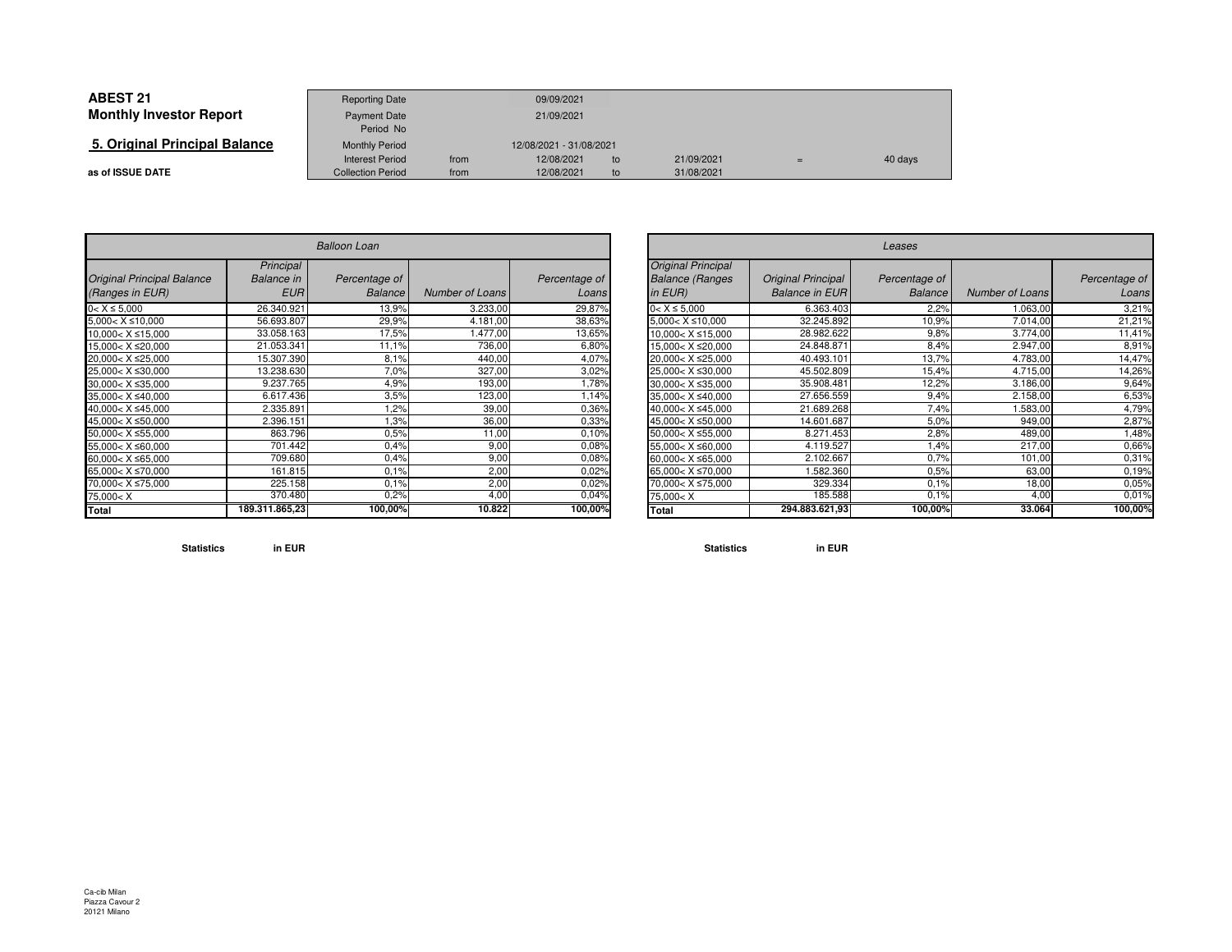**ABEST 21**
**Monthly Investor Report**

## 5. Original Principal Balance

**as of ISSUE DATE**

| | | | | | |
|---|---|---|---|---|---|
| Reporting Date | | 09/09/2021 | | | |
| Payment Date | | 21/09/2021 | | | |
| Period No | | | | | |
| Monthly Period | | 12/08/2021 - 31/08/2021 | | | |
| Interest Period | from | 12/08/2021 | to | 21/09/2021 | = 40 days |
| Collection Period | from | 12/08/2021 | to | 31/08/2021 | |

| *Balloon Loan* | | | | |
|---|---|---|---|---|
| *Original Principal Balance (Ranges in EUR)* | *Principal Balance in EUR* | *Percentage of Balance* | *Number of Loans* | *Percentage of Loans* |
| 0< X ≤ 5,000 | 26.340.921 | 13,9% | 3.233,00 | 29,87% |
| 5,000< X ≤10,000 | 56.693.807 | 29,9% | 4.181,00 | 38,63% |
| 10,000< X ≤15,000 | 33.058.163 | 17,5% | 1.477,00 | 13,65% |
| 15,000< X ≤20,000 | 21.053.341 | 11,1% | 736,00 | 6,80% |
| 20,000< X ≤25,000 | 15.307.390 | 8,1% | 440,00 | 4,07% |
| 25,000< X ≤30,000 | 13.238.630 | 7,0% | 327,00 | 3,02% |
| 30,000< X ≤35,000 | 9.237.765 | 4,9% | 193,00 | 1,78% |
| 35,000< X ≤40,000 | 6.617.436 | 3,5% | 123,00 | 1,14% |
| 40,000< X ≤45,000 | 2.335.891 | 1,2% | 39,00 | 0,36% |
| 45,000< X ≤50,000 | 2.396.151 | 1,3% | 36,00 | 0,33% |
| 50,000< X ≤55,000 | 863.796 | 0,5% | 11,00 | 0,10% |
| 55,000< X ≤60,000 | 701.442 | 0,4% | 9,00 | 0,08% |
| 60,000< X ≤65,000 | 709.680 | 0,4% | 9,00 | 0,08% |
| 65,000< X ≤70,000 | 161.815 | 0,1% | 2,00 | 0,02% |
| 70,000< X ≤75,000 | 225.158 | 0,1% | 2,00 | 0,02% |
| 75,000< X | 370.480 | 0,2% | 4,00 | 0,04% |
| **Total** | **189.311.865,23** | **100,00%** | **10.822** | **100,00%** |

**Statistics** **in EUR**

| *Leases* | | | | |
|---|---|---|---|---|
| *Original Principal Balance (Ranges in EUR)* | *Original Principal Balance in EUR* | *Percentage of Balance* | *Number of Loans* | *Percentage of Loans* |
| 0< X ≤ 5,000 | 6.363.403 | 2,2% | 1.063,00 | 3,21% |
| 5,000< X ≤10,000 | 32.245.892 | 10,9% | 7.014,00 | 21,21% |
| 10,000< X ≤15,000 | 28.982.622 | 9,8% | 3.774,00 | 11,41% |
| 15,000< X ≤20,000 | 24.848.871 | 8,4% | 2.947,00 | 8,91% |
| 20,000< X ≤25,000 | 40.493.101 | 13,7% | 4.783,00 | 14,47% |
| 25,000< X ≤30,000 | 45.502.809 | 15,4% | 4.715,00 | 14,26% |
| 30,000< X ≤35,000 | 35.908.481 | 12,2% | 3.186,00 | 9,64% |
| 35,000< X ≤40,000 | 27.656.559 | 9,4% | 2.158,00 | 6,53% |
| 40,000< X ≤45,000 | 21.689.268 | 7,4% | 1.583,00 | 4,79% |
| 45,000< X ≤50,000 | 14.601.687 | 5,0% | 949,00 | 2,87% |
| 50,000< X ≤55,000 | 8.271.453 | 2,8% | 489,00 | 1,48% |
| 55,000< X ≤60,000 | 4.119.527 | 1,4% | 217,00 | 0,66% |
| 60,000< X ≤65,000 | 2.102.667 | 0,7% | 101,00 | 0,31% |
| 65,000< X ≤70,000 | 1.582.360 | 0,5% | 63,00 | 0,19% |
| 70,000< X ≤75,000 | 329.334 | 0,1% | 18,00 | 0,05% |
| 75,000< X | 185.588 | 0,1% | 4,00 | 0,01% |
| **Total** | **294.883.621,93** | **100,00%** | **33.064** | **100,00%** |

**Statistics** **in EUR**

Ca-cib Milan
Piazza Cavour 2
20121 Milano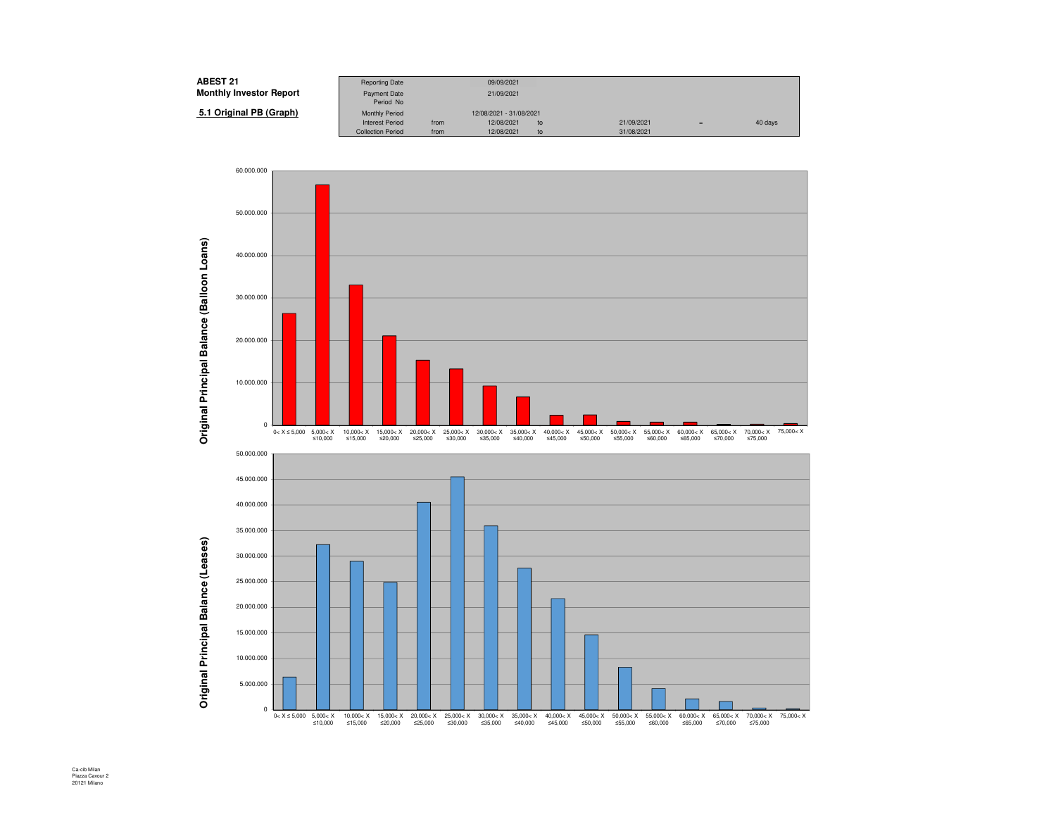**ABEST 21**
**Monthly Investor Report**

**5.1 Original PB (Graph)**

| | | | | | | |
|---|---|---|---|---|---|---|
| Reporting Date | | 09/09/2021 | | | | |
| Payment Date | | 21/09/2021 | | | | |
| Period No | | | | | | |
| Monthly Period | | 12/08/2021 - 31/08/2021 | | | | |
| Interest Period | from | 12/08/2021 | to | 21/09/2021 | = | 40 days |
| Collection Period | from | 12/08/2021 | to | 31/08/2021 | | |

Original Principal Balance (Balloon Loans)

Axis: 0 – 60.000.000; categories: 0< X ≤ 5,000; 5,000< X ≤10,000; 10,000< X ≤15,000; 15,000< X ≤20,000; 20,000< X ≤25,000; 25,000< X ≤30,000; 30,000< X ≤35,000; 35,000< X ≤40,000; 40,000< X ≤45,000; 45,000< X ≤50,000; 50,000< X ≤55,000; 55,000< X ≤60,000; 60,000< X ≤65,000; 65,000< X ≤70,000; 70,000< X ≤75,000; 75,000< X

Original Principal Balance (Leases)

Axis: 0 – 50.000.000; categories: 0< X ≤ 5,000; 5,000< X ≤10,000; 10,000< X ≤15,000; 15,000< X ≤20,000; 20,000< X ≤25,000; 25,000< X ≤30,000; 30,000< X ≤35,000; 35,000< X ≤40,000; 40,000< X ≤45,000; 45,000< X ≤50,000; 50,000< X ≤55,000; 55,000< X ≤60,000; 60,000< X ≤65,000; 65,000< X ≤70,000; 70,000< X ≤75,000; 75,000< X

Ca-cib Milan
Piazza Cavour 2
20121 Milano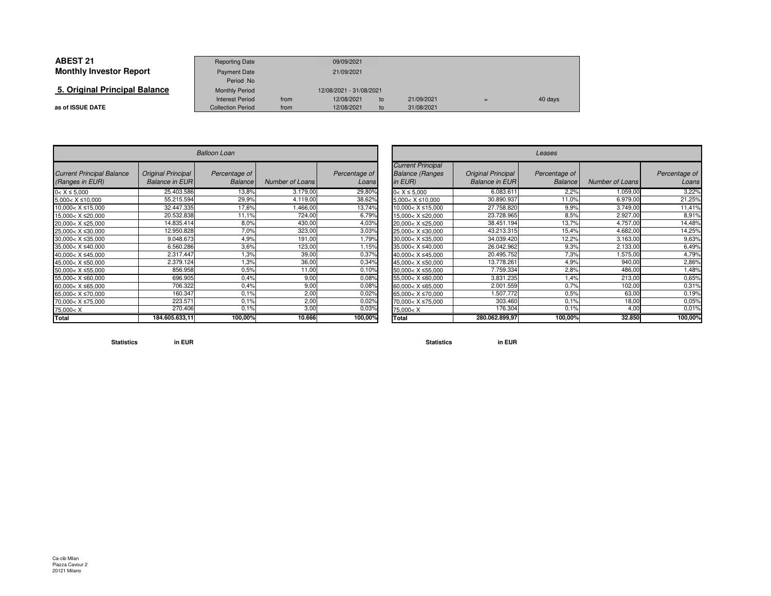**ABEST 21**
**Monthly Investor Report**

## 5. Original Principal Balance

**as of ISSUE DATE**

| | | | | | |
|---|---|---|---|---|---|
| Reporting Date | | 09/09/2021 | | | |
| Payment Date | | 21/09/2021 | | | |
| Period No | | | | | |
| Monthly Period | | 12/08/2021 - 31/08/2021 | | | |
| Interest Period | from | 12/08/2021 | to | 21/09/2021 | = 40 days |
| Collection Period | from | 12/08/2021 | to | 31/08/2021 | |

| *Balloon Loan* | | | | |
|---|---|---|---|---|
| *Current Principal Balance (Ranges in EUR)* | *Original Principal Balance in EUR* | *Percentage of Balance* | *Number of Loans* | *Percentage of Loans* |
| 0< X ≤ 5,000 | 25.403.586 | 13,8% | 3.179,00 | 29,80% |
| 5,000< X ≤10,000 | 55.215.594 | 29,9% | 4.119,00 | 38,62% |
| 10,000< X ≤15,000 | 32.447.335 | 17,6% | 1.466,00 | 13,74% |
| 15,000< X ≤20,000 | 20.532.838 | 11,1% | 724,00 | 6,79% |
| 20,000< X ≤25,000 | 14.835.414 | 8,0% | 430,00 | 4,03% |
| 25,000< X ≤30,000 | 12.950.828 | 7,0% | 323,00 | 3,03% |
| 30,000< X ≤35,000 | 9.048.673 | 4,9% | 191,00 | 1,79% |
| 35,000< X ≤40,000 | 6.560.286 | 3,6% | 123,00 | 1,15% |
| 40,000< X ≤45,000 | 2.317.447 | 1,3% | 39,00 | 0,37% |
| 45,000< X ≤50,000 | 2.379.124 | 1,3% | 36,00 | 0,34% |
| 50,000< X ≤55,000 | 856.958 | 0,5% | 11,00 | 0,10% |
| 55,000< X ≤60,000 | 696.905 | 0,4% | 9,00 | 0,08% |
| 60,000< X ≤65,000 | 706.322 | 0,4% | 9,00 | 0,08% |
| 65,000< X ≤70,000 | 160.347 | 0,1% | 2,00 | 0,02% |
| 70,000< X ≤75,000 | 223.571 | 0,1% | 2,00 | 0,02% |
| 75,000< X | 270.406 | 0,1% | 3,00 | 0,03% |
| **Total** | **184.605.633,11** | **100,00%** | **10.666** | **100,00%** |

**Statistics** **in EUR**

| *Leases* | | | | |
|---|---|---|---|---|
| *Current Principal Balance (Ranges in EUR)* | *Original Principal Balance in EUR* | *Percentage of Balance* | *Number of Loans* | *Percentage of Loans* |
| 0< X ≤ 5,000 | 6.083.611 | 2,2% | 1.059,00 | 3,22% |
| 5,000< X ≤10,000 | 30.890.937 | 11,0% | 6.979,00 | 21,25% |
| 10,000< X ≤15,000 | 27.758.820 | 9,9% | 3.749,00 | 11,41% |
| 15,000< X ≤20,000 | 23.728.965 | 8,5% | 2.927,00 | 8,91% |
| 20,000< X ≤25,000 | 38.451.194 | 13,7% | 4.757,00 | 14,48% |
| 25,000< X ≤30,000 | 43.213.315 | 15,4% | 4.682,00 | 14,25% |
| 30,000< X ≤35,000 | 34.039.420 | 12,2% | 3.163,00 | 9,63% |
| 35,000< X ≤40,000 | 26.042.962 | 9,3% | 2.133,00 | 6,49% |
| 40,000< X ≤45,000 | 20.495.752 | 7,3% | 1.575,00 | 4,79% |
| 45,000< X ≤50,000 | 13.778.261 | 4,9% | 940,00 | 2,86% |
| 50,000< X ≤55,000 | 7.759.334 | 2,8% | 486,00 | 1,48% |
| 55,000< X ≤60,000 | 3.831.235 | 1,4% | 213,00 | 0,65% |
| 60,000< X ≤65,000 | 2.001.559 | 0,7% | 102,00 | 0,31% |
| 65,000< X ≤70,000 | 1.507.772 | 0,5% | 63,00 | 0,19% |
| 70,000< X ≤75,000 | 303.460 | 0,1% | 18,00 | 0,05% |
| 75,000< X | 176.304 | 0,1% | 4,00 | 0,01% |
| **Total** | **280.062.899,97** | **100,00%** | **32.850** | **100,00%** |

**Statistics** **in EUR**

Ca-cib Milan
Piazza Cavour 2
20121 Milano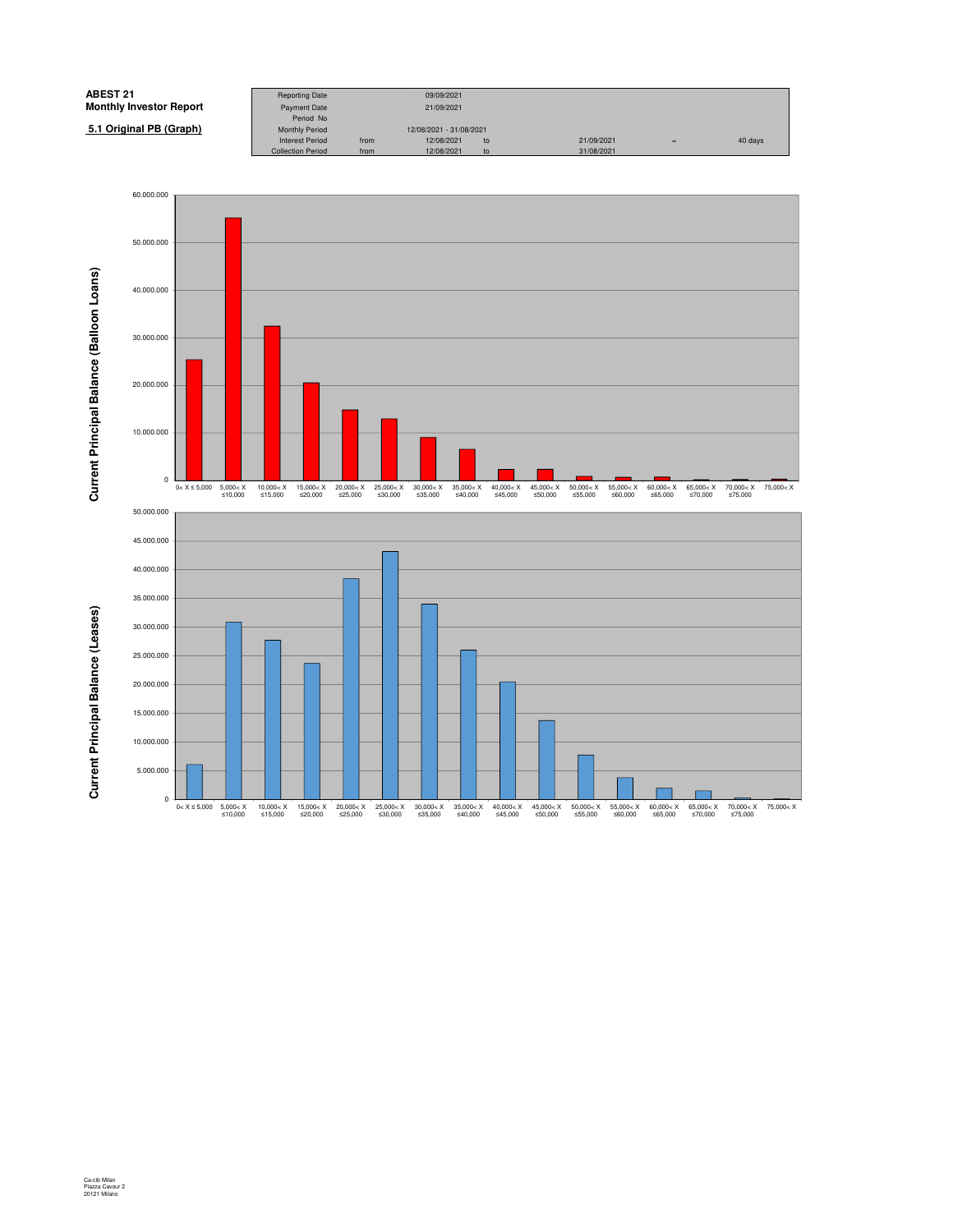**ABEST 21**
**Monthly Investor Report**

**5.1 Original PB (Graph)**

| Reporting Date | | 09/09/2021 | | | | |
|---|---|---|---|---|---|---|
| Payment Date | | 21/09/2021 | | | | |
| Period No | | | | | | |
| Monthly Period | | 12/08/2021 - 31/08/2021 | | | | |
| Interest Period | from | 12/08/2021 | to | 21/09/2021 | = | 40 days |
| Collection Period | from | 12/08/2021 | to | 31/08/2021 | | |

Current Principal Balance (Balloon Loans)

0< X ≤ 5,000 | 5,000< X ≤10,000 | 10,000< X ≤15,000 | 15,000< X ≤20,000 | 20,000< X ≤25,000 | 25,000< X ≤30,000 | 30,000< X ≤35,000 | 35,000< X ≤40,000 | 40,000< X ≤45,000 | 45,000< X ≤50,000 | 50,000< X ≤55,000 | 55,000< X ≤60,000 | 60,000< X ≤65,000 | 65,000< X ≤70,000 | 70,000< X ≤75,000 | 75,000< X

Current Principal Balance (Leases)

0< X ≤ 5,000 | 5,000< X ≤10,000 | 10,000< X ≤15,000 | 15,000< X ≤20,000 | 20,000< X ≤25,000 | 25,000< X ≤30,000 | 30,000< X ≤35,000 | 35,000< X ≤40,000 | 40,000< X ≤45,000 | 45,000< X ≤50,000 | 50,000< X ≤55,000 | 55,000< X ≤60,000 | 60,000< X ≤65,000 | 65,000< X ≤70,000 | 70,000< X ≤75,000 | 75,000< X

Ca-cib Milan
Piazza Cavour 2
20121 Milano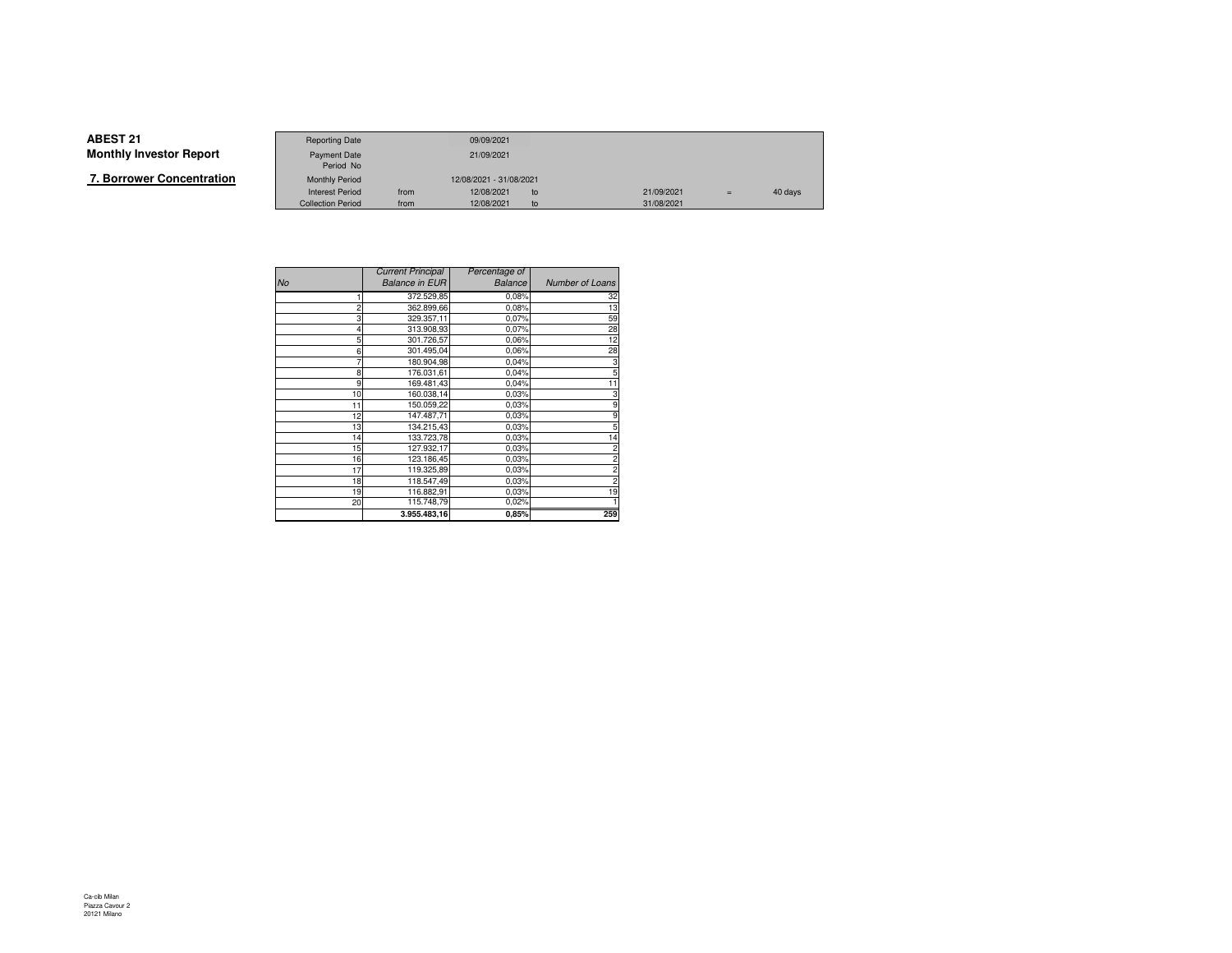**ABEST 21**
**Monthly Investor Report**

## 7. Borrower Concentration

| | | | | | | | |
|---|---|---|---|---|---|---|---|
| Reporting Date | | 09/09/2021 | | | | | |
| Payment Date | | 21/09/2021 | | | | | |
| Period No | | | | | | | |
| Monthly Period | | 12/08/2021 - 31/08/2021 | | | | | |
| Interest Period | from | 12/08/2021 | to | 21/09/2021 | = | 40 days | |
| Collection Period | from | 12/08/2021 | to | 31/08/2021 | | | |

| *No* | *Current Principal Balance in EUR* | *Percentage of Balance* | *Number of Loans* |
|---|---|---|---|
| 1 | 372.529,85 | 0,08% | 32 |
| 2 | 362.899,66 | 0,08% | 13 |
| 3 | 329.357,11 | 0,07% | 59 |
| 4 | 313.908,93 | 0,07% | 28 |
| 5 | 301.726,57 | 0,06% | 12 |
| 6 | 301.495,04 | 0,06% | 28 |
| 7 | 180.904,98 | 0,04% | 3 |
| 8 | 176.031,61 | 0,04% | 5 |
| 9 | 169.481,43 | 0,04% | 11 |
| 10 | 160.038,14 | 0,03% | 3 |
| 11 | 150.059,22 | 0,03% | 9 |
| 12 | 147.487,71 | 0,03% | 9 |
| 13 | 134.215,43 | 0,03% | 5 |
| 14 | 133.723,78 | 0,03% | 14 |
| 15 | 127.932,17 | 0,03% | 2 |
| 16 | 123.186,45 | 0,03% | 2 |
| 17 | 119.325,89 | 0,03% | 2 |
| 18 | 118.547,49 | 0,03% | 2 |
| 19 | 116.882,91 | 0,03% | 19 |
| 20 | 115.748,79 | 0,02% | 1 |
| | **3.955.483,16** | **0,85%** | **259** |

Ca-cib Milan
Piazza Cavour 2
20121 Milano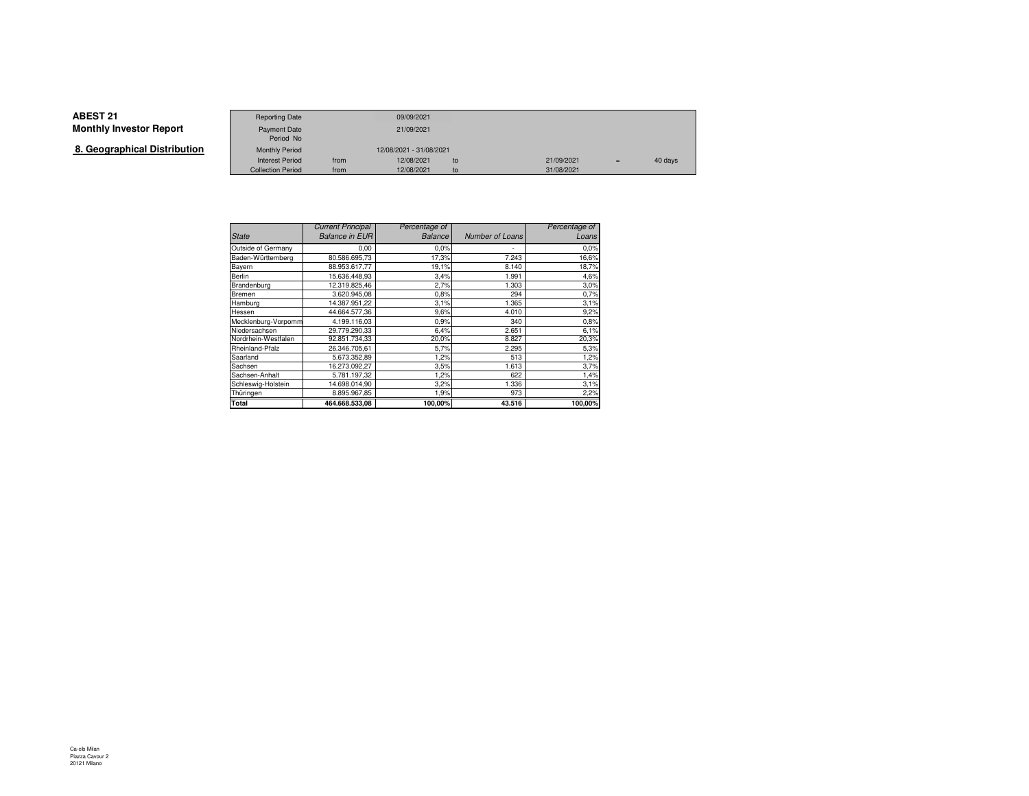**ABEST 21**
**Monthly Investor Report**

**8. Geographical Distribution**

| | | | | | | |
|---|---|---|---|---|---|---|
| Reporting Date | | 09/09/2021 | | | | |
| Payment Date | | 21/09/2021 | | | | |
| Period No | | | | | | |
| Monthly Period | | 12/08/2021 - 31/08/2021 | | | | |
| Interest Period | from | 12/08/2021 | to | 21/09/2021 | = | 40 days |
| Collection Period | from | 12/08/2021 | to | 31/08/2021 | | |

| *State* | *Current Principal Balance in EUR* | *Percentage of Balance* | *Number of Loans* | *Percentage of Loans* |
|---|---|---|---|---|
| Outside of Germany | 0,00 | 0,0% | - | 0,0% |
| Baden-Württemberg | 80.586.695,73 | 17,3% | 7.243 | 16,6% |
| Bayern | 88.953.617,77 | 19,1% | 8.140 | 18,7% |
| Berlin | 15.636.448,93 | 3,4% | 1.991 | 4,6% |
| Brandenburg | 12.319.825,46 | 2,7% | 1.303 | 3,0% |
| Bremen | 3.620.945,08 | 0,8% | 294 | 0,7% |
| Hamburg | 14.387.951,22 | 3,1% | 1.365 | 3,1% |
| Hessen | 44.664.577,36 | 9,6% | 4.010 | 9,2% |
| Mecklenburg-Vorpomm | 4.199.116,03 | 0,9% | 340 | 0,8% |
| Niedersachsen | 29.779.290,33 | 6,4% | 2.651 | 6,1% |
| Nordrhein-Westfalen | 92.851.734,33 | 20,0% | 8.827 | 20,3% |
| Rheinland-Pfalz | 26.346.705,61 | 5,7% | 2.295 | 5,3% |
| Saarland | 5.673.352,89 | 1,2% | 513 | 1,2% |
| Sachsen | 16.273.092,27 | 3,5% | 1.613 | 3,7% |
| Sachsen-Anhalt | 5.781.197,32 | 1,2% | 622 | 1,4% |
| Schleswig-Holstein | 14.698.014,90 | 3,2% | 1.336 | 3,1% |
| Thüringen | 8.895.967,85 | 1,9% | 973 | 2,2% |
| **Total** | **464.668.533,08** | **100,00%** | **43.516** | **100,00%** |

Ca-cib Milan
Piazza Cavour 2
20121 Milano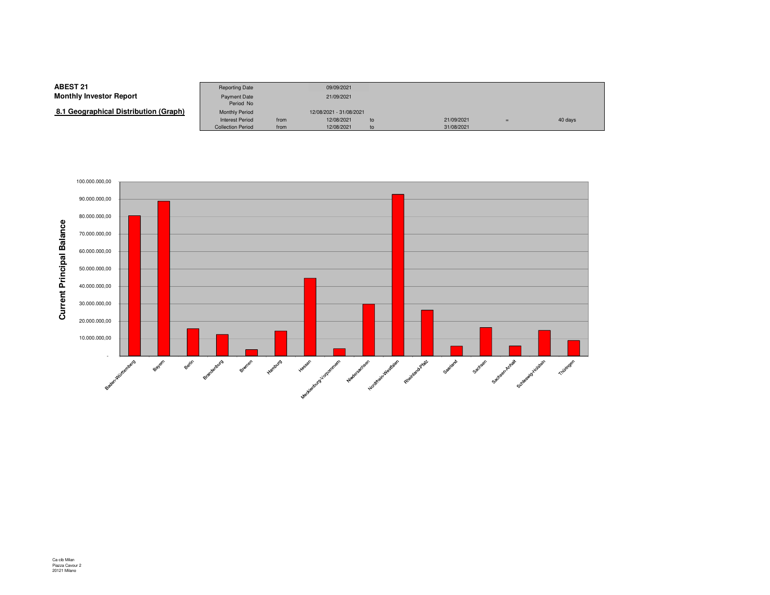**ABEST 21**
**Monthly Investor Report**

**8.1 Geographical Distribution (Graph)**

| Reporting Date | | 09/09/2021 | | | | |
|---|---|---|---|---|---|---|
| Payment Date | | 21/09/2021 | | | | |
| Period No | | | | | | |
| Monthly Period | | 12/08/2021 - 31/08/2021 | | | | |
| Interest Period | from | 12/08/2021 | to | 21/09/2021 | = | 40 days |
| Collection Period | from | 12/08/2021 | to | 31/08/2021 | | |

Current Principal Balance

| State |
|---|
| Baden-Württemberg |
| Bayern |
| Berlin |
| Brandenburg |
| Bremen |
| Hamburg |
| Hessen |
| Mecklenburg-Vorpommern |
| Niedersachsen |
| Nordrhein-Westfalen |
| Rheinland-Pfalz |
| Saarland |
| Sachsen |
| Sachsen-Anhalt |
| Schleswig-Holstein |
| Thüringen |

Ca-cib Milan
Piazza Cavour 2
20121 Milano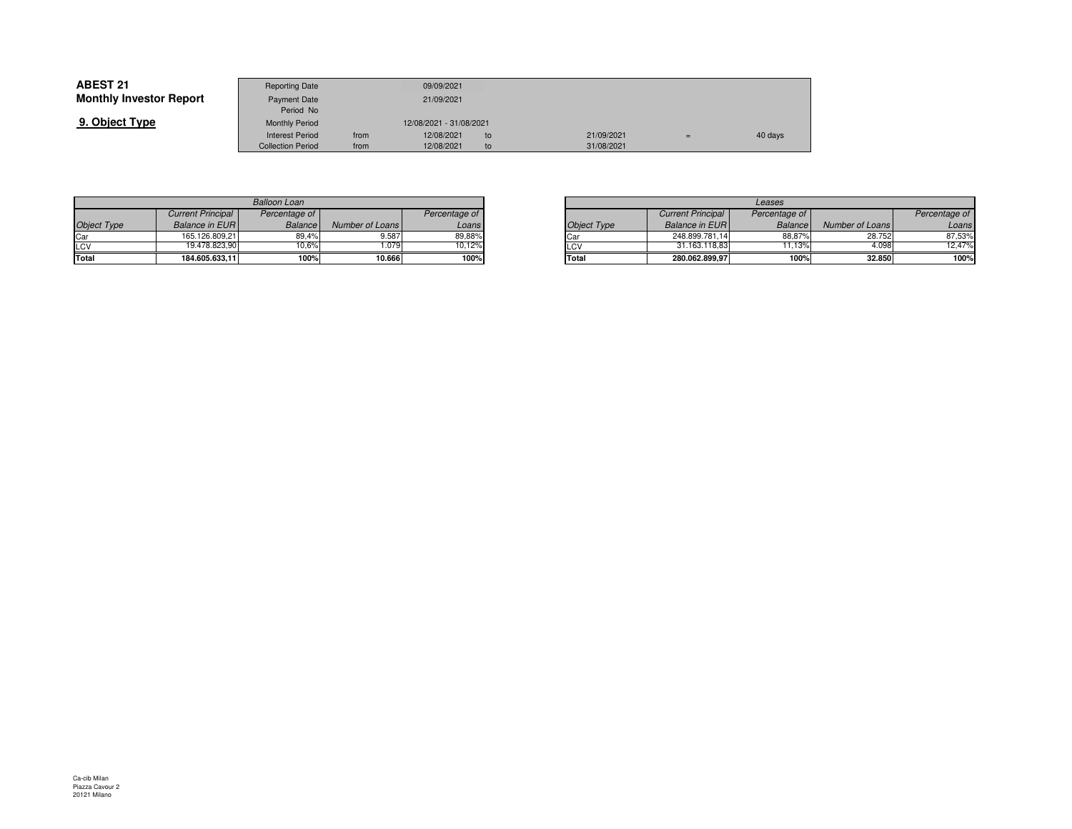**ABEST 21**
**Monthly Investor Report**

## 9. Object Type

| | | | | |
|---|---|---|---|---|
| Reporting Date | | 09/09/2021 | | | | |
| Payment Date | | 21/09/2021 | | | | |
| Period No | | | | | | |
| Monthly Period | | 12/08/2021 - 31/08/2021 | | | | |
| Interest Period | from | 12/08/2021 | to | 21/09/2021 | = | 40 days |
| Collection Period | from | 12/08/2021 | to | 31/08/2021 | | |

| *Balloon Loan* | | | | |
|---|---|---|---|---|
| *Object Type* | *Current Principal Balance in EUR* | *Percentage of Balance* | *Number of Loans* | *Percentage of Loans* |
| Car | 165.126.809,21 | 89,4% | 9.587 | 89,88% |
| LCV | 19.478.823,90 | 10,6% | 1.079 | 10,12% |
| **Total** | **184.605.633,11** | **100%** | **10.666** | **100%** |

| *Leases* | | | | |
|---|---|---|---|---|
| *Object Type* | *Current Principal Balance in EUR* | *Percentage of Balance* | *Number of Loans* | *Percentage of Loans* |
| Car | 248.899.781,14 | 88,87% | 28.752 | 87,53% |
| LCV | 31.163.118,83 | 11,13% | 4.098 | 12,47% |
| **Total** | **280.062.899,97** | **100%** | **32.850** | **100%** |

Ca-cib Milan
Piazza Cavour 2
20121 Milano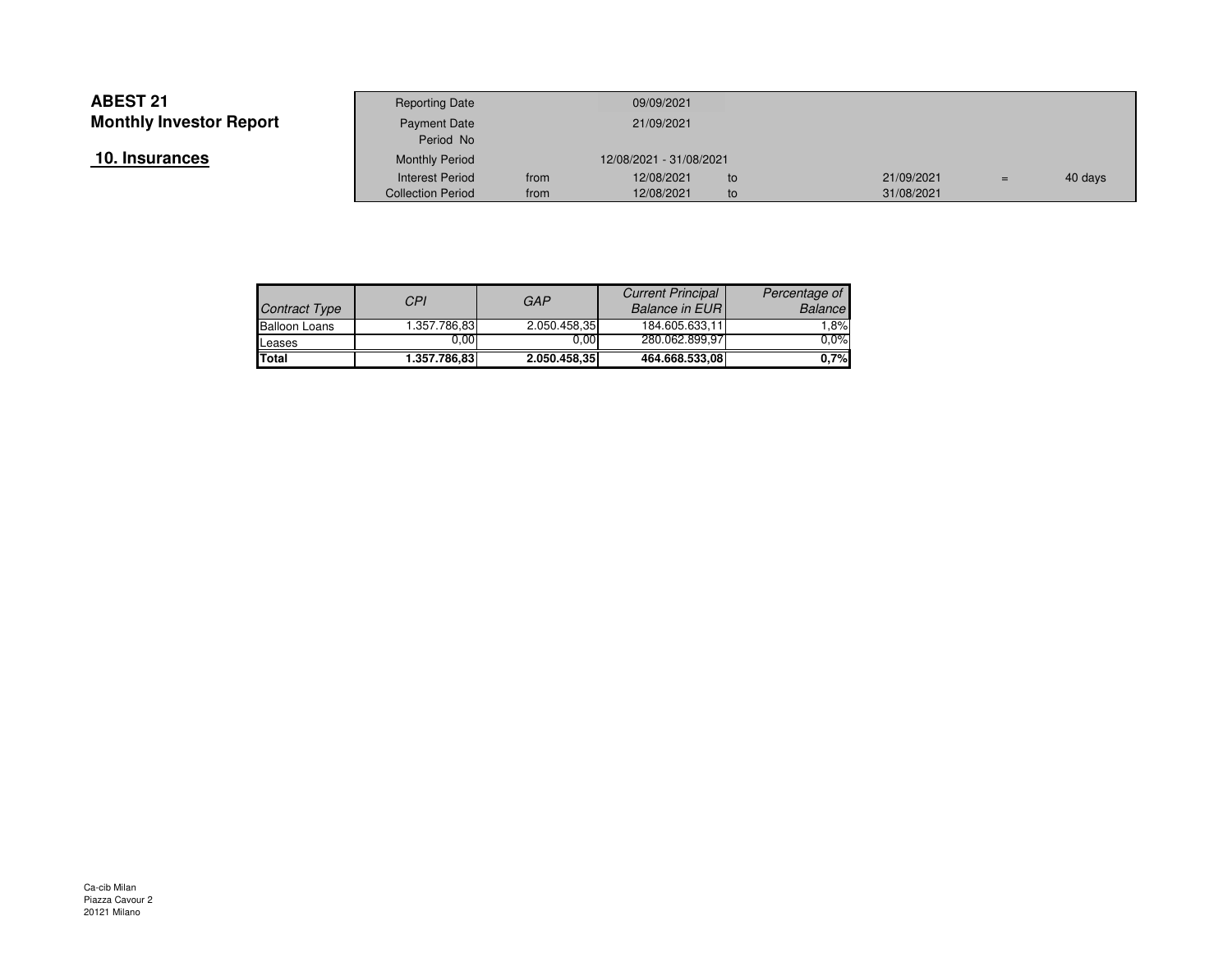**ABEST 21**
**Monthly Investor Report**

## 10. Insurances

| | | | | | | |
|---|---|---|---|---|---|---|
| Reporting Date | | 09/09/2021 | | | | |
| Payment Date | | 21/09/2021 | | | | |
| Period No | | | | | | |
| Monthly Period | | 12/08/2021 - 31/08/2021 | | | | |
| Interest Period | from | 12/08/2021 | to | 21/09/2021 | = | 40 days |
| Collection Period | from | 12/08/2021 | to | 31/08/2021 | | |

| *Contract Type* | *CPI* | *GAP* | *Current Principal Balance in EUR* | *Percentage of Balance* |
|---|---|---|---|---|
| Balloon Loans | 1.357.786,83 | 2.050.458,35 | 184.605.633,11 | 1,8% |
| Leases | 0,00 | 0,00 | 280.062.899,97 | 0,0% |
| **Total** | **1.357.786,83** | **2.050.458,35** | **464.668.533,08** | **0,7%** |

Ca-cib Milan
Piazza Cavour 2
20121 Milano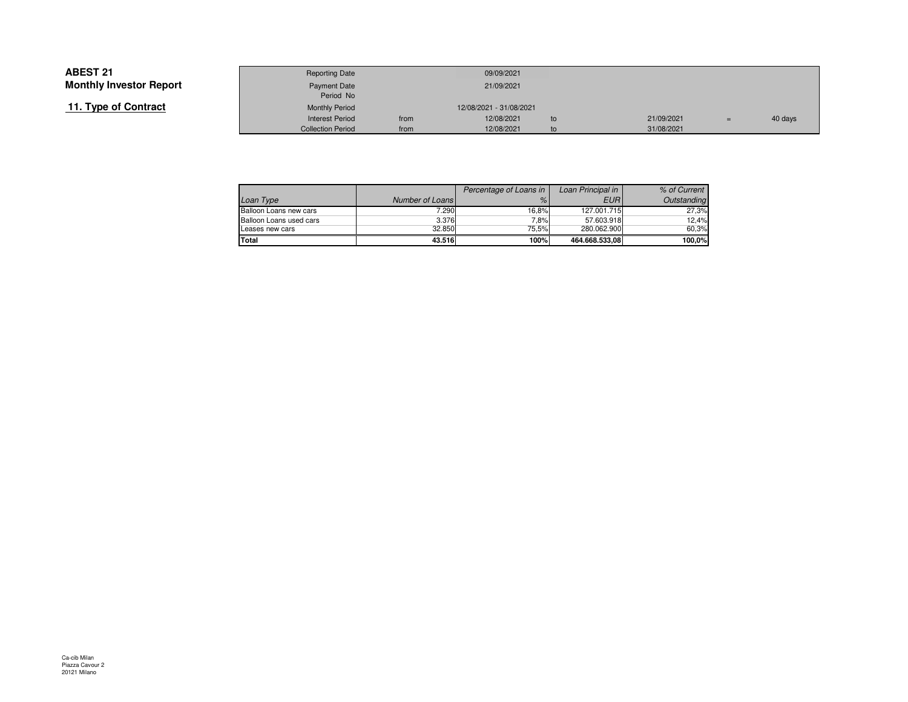# ABEST 21
## Monthly Investor Report
### 11. Type of Contract

| | | | | | | |
|---|---|---|---|---|---|---|
| Reporting Date | | 09/09/2021 | | | | |
| Payment Date | | 21/09/2021 | | | | |
| Period No | | | | | | |
| Monthly Period | | 12/08/2021 - 31/08/2021 | | | | |
| Interest Period | from | 12/08/2021 | to | 21/09/2021 | = | 40 days |
| Collection Period | from | 12/08/2021 | to | 31/08/2021 | | |

| *Loan Type* | *Number of Loans* | *Percentage of Loans in %* | *Loan Principal in EUR* | *% of Current Outstanding* |
|---|---|---|---|---|
| Balloon Loans new cars | 7.290 | 16,8% | 127.001.715 | 27,3% |
| Balloon Loans used cars | 3.376 | 7,8% | 57.603.918 | 12,4% |
| Leases new cars | 32.850 | 75,5% | 280.062.900 | 60,3% |
| **Total** | **43.516** | **100%** | **464.668.533,08** | **100,0%** |

Ca-cib Milan
Piazza Cavour 2
20121 Milano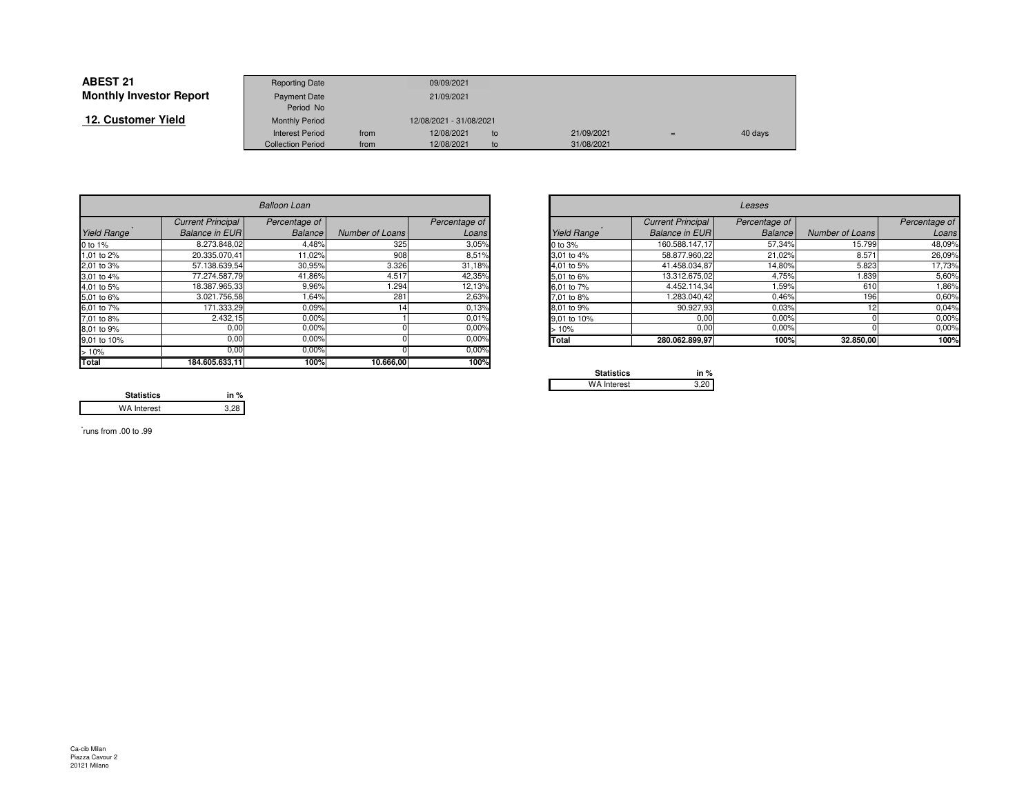# ABEST 21
## Monthly Investor Report

### 12. Customer Yield

| Reporting Date | | 09/09/2021 | | | | |
|---|---|---|---|---|---|---|
| Payment Date | | 21/09/2021 | | | | |
| Period No | | | | | | |
| Monthly Period | | 12/08/2021 - 31/08/2021 | | | | |
| Interest Period | from | 12/08/2021 | to | 21/09/2021 | = | 40 days |
| Collection Period | from | 12/08/2021 | to | 31/08/2021 | | |

| Balloon Loan | | | | |
|---|---|---|---|---|
| Yield Range* | Current Principal Balance in EUR | Percentage of Balance | Number of Loans | Percentage of Loans |
| 0 to 1% | 8.273.848,02 | 4,48% | 325 | 3,05% |
| 1,01 to 2% | 20.335.070,41 | 11,02% | 908 | 8,51% |
| 2,01 to 3% | 57.138.639,54 | 30,95% | 3.326 | 31,18% |
| 3,01 to 4% | 77.274.587,79 | 41,86% | 4.517 | 42,35% |
| 4,01 to 5% | 18.387.965,33 | 9,96% | 1.294 | 12,13% |
| 5,01 to 6% | 3.021.756,58 | 1,64% | 281 | 2,63% |
| 6,01 to 7% | 171.333,29 | 0,09% | 14 | 0,13% |
| 7,01 to 8% | 2.432,15 | 0,00% | 1 | 0,01% |
| 8,01 to 9% | 0,00 | 0,00% | 0 | 0,00% |
| 9,01 to 10% | 0,00 | 0,00% | 0 | 0,00% |
| > 10% | 0,00 | 0,00% | 0 | 0,00% |
| **Total** | **184.605.633,11** | **100%** | **10.666,00** | **100%** |

| Statistics | in % |
|---|---|
| WA Interest | 3,28 |

| Leases | | | | |
|---|---|---|---|---|
| Yield Range* | Current Principal Balance in EUR | Percentage of Balance | Number of Loans | Percentage of Loans |
| 0 to 3% | 160.588.147,17 | 57,34% | 15.799 | 48,09% |
| 3,01 to 4% | 58.877.960,22 | 21,02% | 8.571 | 26,09% |
| 4,01 to 5% | 41.458.034,87 | 14,80% | 5.823 | 17,73% |
| 5,01 to 6% | 13.312.675,02 | 4,75% | 1.839 | 5,60% |
| 6,01 to 7% | 4.452.114,34 | 1,59% | 610 | 1,86% |
| 7,01 to 8% | 1.283.040,42 | 0,46% | 196 | 0,60% |
| 8,01 to 9% | 90.927,93 | 0,03% | 12 | 0,04% |
| 9,01 to 10% | 0,00 | 0,00% | 0 | 0,00% |
| > 10% | 0,00 | 0,00% | 0 | 0,00% |
| **Total** | **280.062.899,97** | **100%** | **32.850,00** | **100%** |

| Statistics | in % |
|---|---|
| WA Interest | 3,20 |

*runs from .00 to .99

Ca-cib Milan
Piazza Cavour 2
20121 Milano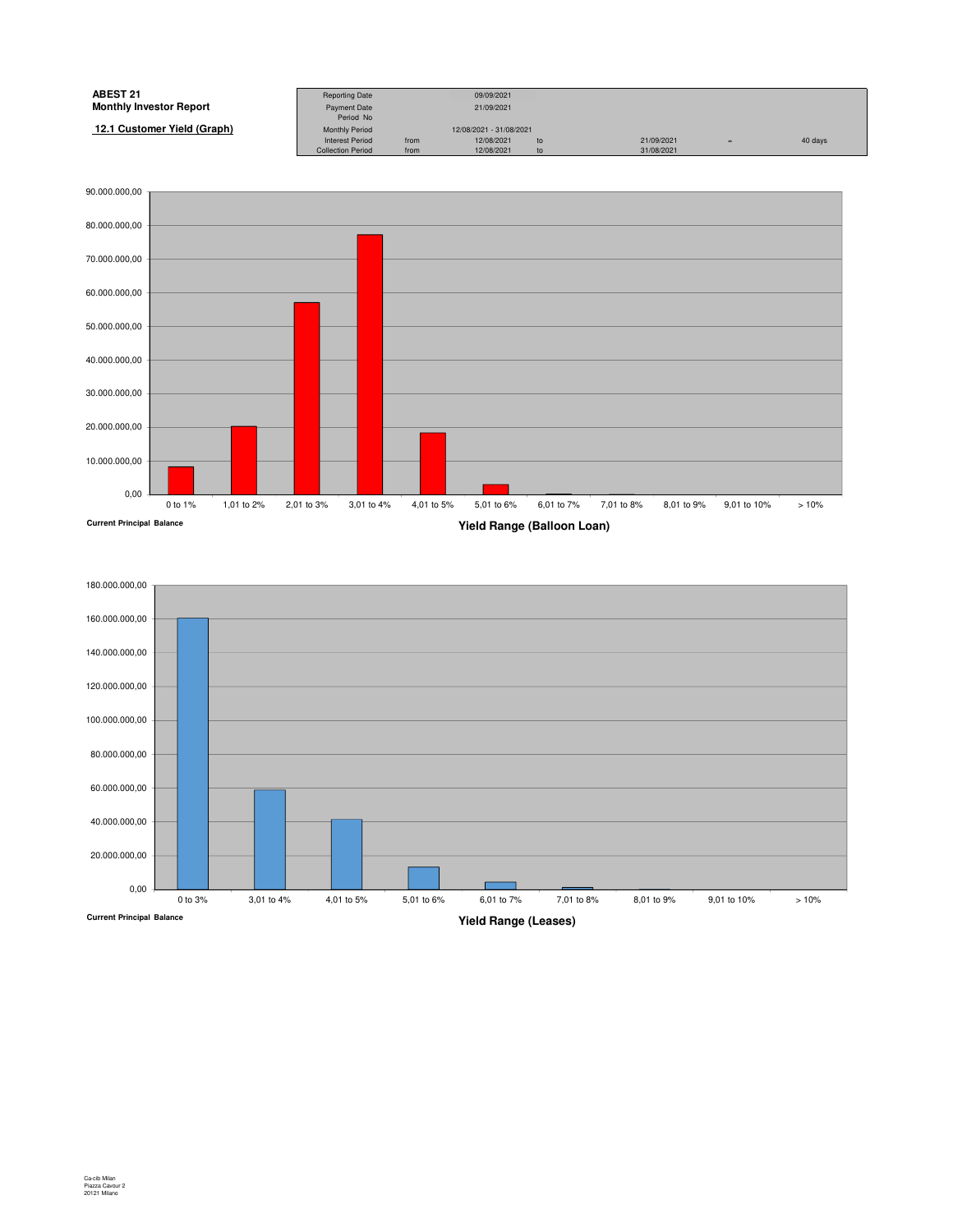**ABEST 21**
**Monthly Investor Report**

**12.1 Customer Yield (Graph)**

| | | | | | | |
|---|---|---|---|---|---|---|
| Reporting Date | | 09/09/2021 | | | | |
| Payment Date | | 21/09/2021 | | | | |
| Period No | | | | | | |
| Monthly Period | | 12/08/2021 - 31/08/2021 | | | | |
| Interest Period | from | 12/08/2021 | to | 21/09/2021 | = | 40 days |
| Collection Period | from | 12/08/2021 | to | 31/08/2021 | | |

Current Principal Balance

Yield Range (Balloon Loan)

| Yield Range | 0 to 1% | 1,01 to 2% | 2,01 to 3% | 3,01 to 4% | 4,01 to 5% | 5,01 to 6% | 6,01 to 7% | 7,01 to 8% | 8,01 to 9% | 9,01 to 10% | > 10% |
|---|---|---|---|---|---|---|---|---|---|---|---|

Current Principal Balance

Yield Range (Leases)

| Yield Range | 0 to 3% | 3,01 to 4% | 4,01 to 5% | 5,01 to 6% | 6,01 to 7% | 7,01 to 8% | 8,01 to 9% | 9,01 to 10% | > 10% |
|---|---|---|---|---|---|---|---|---|---|

Ca-cib Milan
Piazza Cavour 2
20121 Milano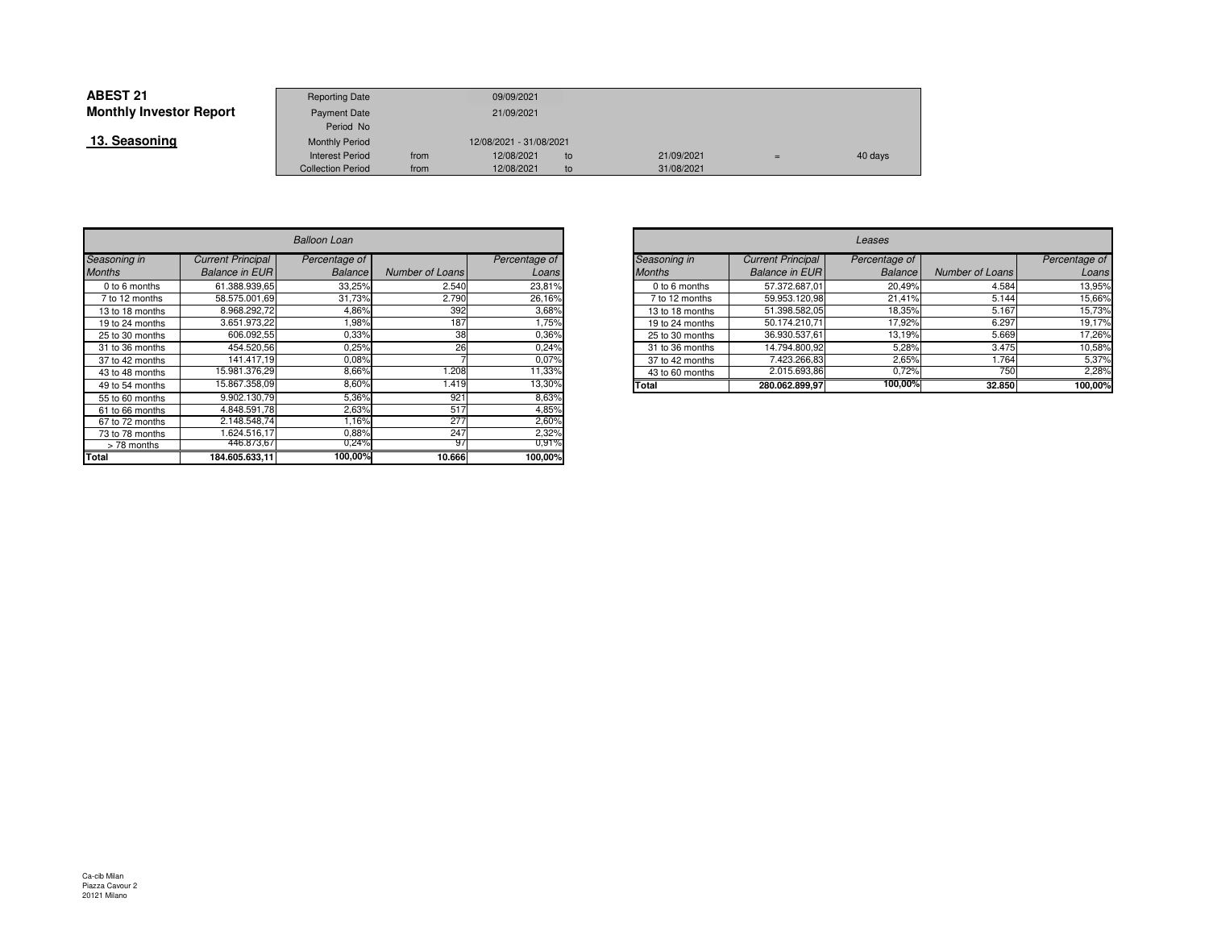# ABEST 21
## Monthly Investor Report

### 13. Seasoning

| | | | | | | |
|---|---|---|---|---|---|---|
| Reporting Date | | 09/09/2021 | | | | |
| Payment Date | | 21/09/2021 | | | | |
| Period No | | | | | | |
| Monthly Period | | 12/08/2021 - 31/08/2021 | | | | |
| Interest Period | from | 12/08/2021 | to | 21/09/2021 | = | 40 days |
| Collection Period | from | 12/08/2021 | to | 31/08/2021 | | |

| *Balloon Loan* | | | | |
|---|---|---|---|---|
| *Seasoning in Months* | *Current Principal Balance in EUR* | *Percentage of Balance* | *Number of Loans* | *Percentage of Loans* |
| 0 to 6 months | 61.388.939,65 | 33,25% | 2.540 | 23,81% |
| 7 to 12 months | 58.575.001,69 | 31,73% | 2.790 | 26,16% |
| 13 to 18 months | 8.968.292,72 | 4,86% | 392 | 3,68% |
| 19 to 24 months | 3.651.973,22 | 1,98% | 187 | 1,75% |
| 25 to 30 months | 606.092,55 | 0,33% | 38 | 0,36% |
| 31 to 36 months | 454.520,56 | 0,25% | 26 | 0,24% |
| 37 to 42 months | 141.417,19 | 0,08% | 7 | 0,07% |
| 43 to 48 months | 15.981.376,29 | 8,66% | 1.208 | 11,33% |
| 49 to 54 months | 15.867.358,09 | 8,60% | 1.419 | 13,30% |
| 55 to 60 months | 9.902.130,79 | 5,36% | 921 | 8,63% |
| 61 to 66 months | 4.848.591,78 | 2,63% | 517 | 4,85% |
| 67 to 72 months | 2.148.548,74 | 1,16% | 277 | 2,60% |
| 73 to 78 months | 1.624.516,17 | 0,88% | 247 | 2,32% |
| > 78 months | 446.873,67 | 0,24% | 97 | 0,91% |
| **Total** | **184.605.633,11** | **100,00%** | **10.666** | **100,00%** |

| *Leases* | | | | |
|---|---|---|---|---|
| *Seasoning in Months* | *Current Principal Balance in EUR* | *Percentage of Balance* | *Number of Loans* | *Percentage of Loans* |
| 0 to 6 months | 57.372.687,01 | 20,49% | 4.584 | 13,95% |
| 7 to 12 months | 59.953.120,98 | 21,41% | 5.144 | 15,66% |
| 13 to 18 months | 51.398.582,05 | 18,35% | 5.167 | 15,73% |
| 19 to 24 months | 50.174.210,71 | 17,92% | 6.297 | 19,17% |
| 25 to 30 months | 36.930.537,61 | 13,19% | 5.669 | 17,26% |
| 31 to 36 months | 14.794.800,92 | 5,28% | 3.475 | 10,58% |
| 37 to 42 months | 7.423.266,83 | 2,65% | 1.764 | 5,37% |
| 43 to 60 months | 2.015.693,86 | 0,72% | 750 | 2,28% |
| **Total** | **280.062.899,97** | **100,00%** | **32.850** | **100,00%** |

Ca-cib Milan
Piazza Cavour 2
20121 Milano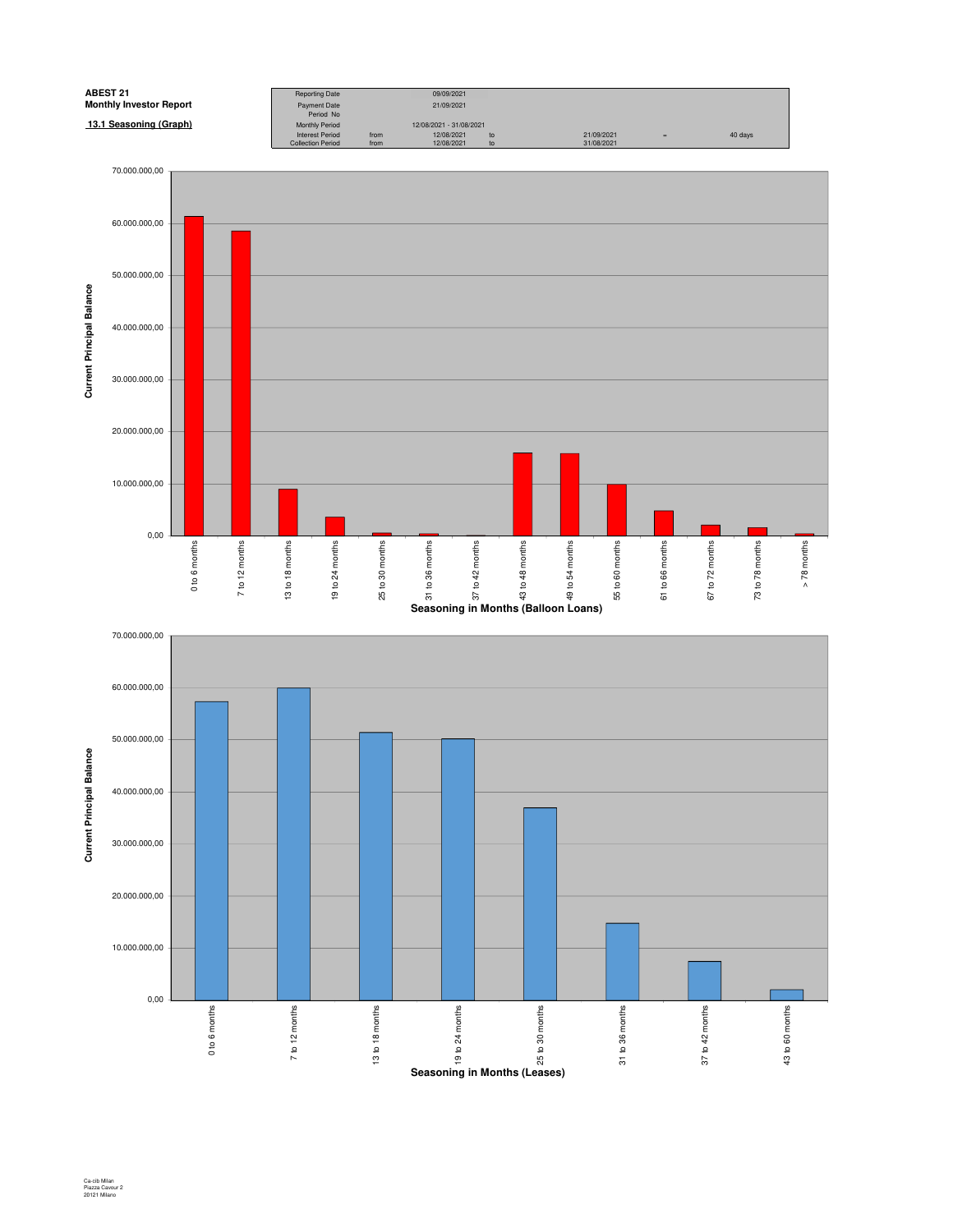**ABEST 21**
**Monthly Investor Report**

**13.1 Seasoning (Graph)**

| | | | | | | |
|---|---|---|---|---|---|---|
| Reporting Date | | 09/09/2021 | | | | |
| Payment Date | | 21/09/2021 | | | | |
| Period No | | | | | | |
| Monthly Period | | 12/08/2021 - 31/08/2021 | | | | |
| Interest Period | from | 12/08/2021 | to | 21/09/2021 | = | 40 days |
| Collection Period | from | 12/08/2021 | to | 31/08/2021 | | |

Current Principal Balance

70.000.000,00
60.000.000,00
50.000.000,00
40.000.000,00
30.000.000,00
20.000.000,00
10.000.000,00
0,00

0 to 6 months | 7 to 12 months | 13 to 18 months | 19 to 24 months | 25 to 30 months | 31 to 36 months | 37 to 42 months | 43 to 48 months | 49 to 54 months | 55 to 60 months | 61 to 66 months | 67 to 72 months | 73 to 78 months | > 78 months

**Seasoning in Months (Balloon Loans)**

Current Principal Balance

70.000.000,00
60.000.000,00
50.000.000,00
40.000.000,00
30.000.000,00
20.000.000,00
10.000.000,00
0,00

0 to 6 months | 7 to 12 months | 13 to 18 months | 19 to 24 months | 25 to 30 months | 31 to 36 months | 37 to 42 months | 43 to 60 months

**Seasoning in Months (Leases)**

Ca-cib Milan
Piazza Cavour 2
20121 Milano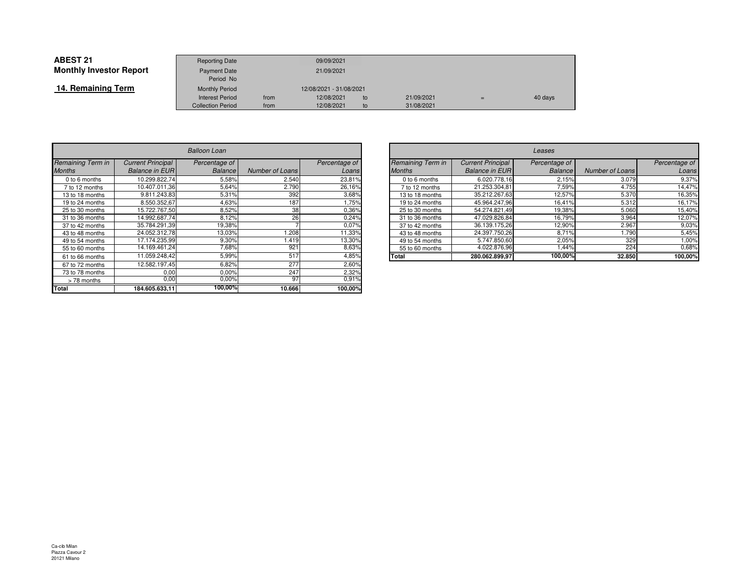**ABEST 21**
**Monthly Investor Report**

**14. Remaining Term**

| Reporting Date | | 09/09/2021 | | | | |
|---|---|---|---|---|---|---|
| Payment Date | | 21/09/2021 | | | | |
| Period No | | | | | | |
| Monthly Period | | 12/08/2021 - 31/08/2021 | | | | |
| Interest Period | from | 12/08/2021 | to | 21/09/2021 | = | 40 days |
| Collection Period | from | 12/08/2021 | to | 31/08/2021 | | |

| *Balloon Loan* | | | | |
|---|---|---|---|---|
| *Remaining Term in Months* | *Current Principal Balance in EUR* | *Percentage of Balance* | *Number of Loans* | *Percentage of Loans* |
| 0 to 6 months | 10.299.822,74 | 5,58% | 2.540 | 23,81% |
| 7 to 12 months | 10.407.011,36 | 5,64% | 2.790 | 26,16% |
| 13 to 18 months | 9.811.243,83 | 5,31% | 392 | 3,68% |
| 19 to 24 months | 8.550.352,67 | 4,63% | 187 | 1,75% |
| 25 to 30 months | 15.722.767,50 | 8,52% | 38 | 0,36% |
| 31 to 36 months | 14.992.687,74 | 8,12% | 26 | 0,24% |
| 37 to 42 months | 35.784.291,39 | 19,38% | 7 | 0,07% |
| 43 to 48 months | 24.052.312,78 | 13,03% | 1.208 | 11,33% |
| 49 to 54 months | 17.174.235,99 | 9,30% | 1.419 | 13,30% |
| 55 to 60 months | 14.169.461,24 | 7,68% | 921 | 8,63% |
| 61 to 66 months | 11.059.248,42 | 5,99% | 517 | 4,85% |
| 67 to 72 months | 12.582.197,45 | 6,82% | 277 | 2,60% |
| 73 to 78 months | 0,00 | 0,00% | 247 | 2,32% |
| > 78 months | 0,00 | 0,00% | 97 | 0,91% |
| **Total** | **184.605.633,11** | **100,00%** | **10.666** | **100,00%** |

| *Leases* | | | | |
|---|---|---|---|---|
| *Remaining Term in Months* | *Current Principal Balance in EUR* | *Percentage of Balance* | *Number of Loans* | *Percentage of Loans* |
| 0 to 6 months | 6.020.778,16 | 2,15% | 3.079 | 9,37% |
| 7 to 12 months | 21.253.304,81 | 7,59% | 4.755 | 14,47% |
| 13 to 18 months | 35.212.267,63 | 12,57% | 5.370 | 16,35% |
| 19 to 24 months | 45.964.247,96 | 16,41% | 5.312 | 16,17% |
| 25 to 30 months | 54.274.821,49 | 19,38% | 5.060 | 15,40% |
| 31 to 36 months | 47.029.826,84 | 16,79% | 3.964 | 12,07% |
| 37 to 42 months | 36.139.175,26 | 12,90% | 2.967 | 9,03% |
| 43 to 48 months | 24.397.750,26 | 8,71% | 1.790 | 5,45% |
| 49 to 54 months | 5.747.850,60 | 2,05% | 329 | 1,00% |
| 55 to 60 months | 4.022.876,96 | 1,44% | 224 | 0,68% |
| **Total** | **280.062.899,97** | **100,00%** | **32.850** | **100,00%** |

Ca-cib Milan
Piazza Cavour 2
20121 Milano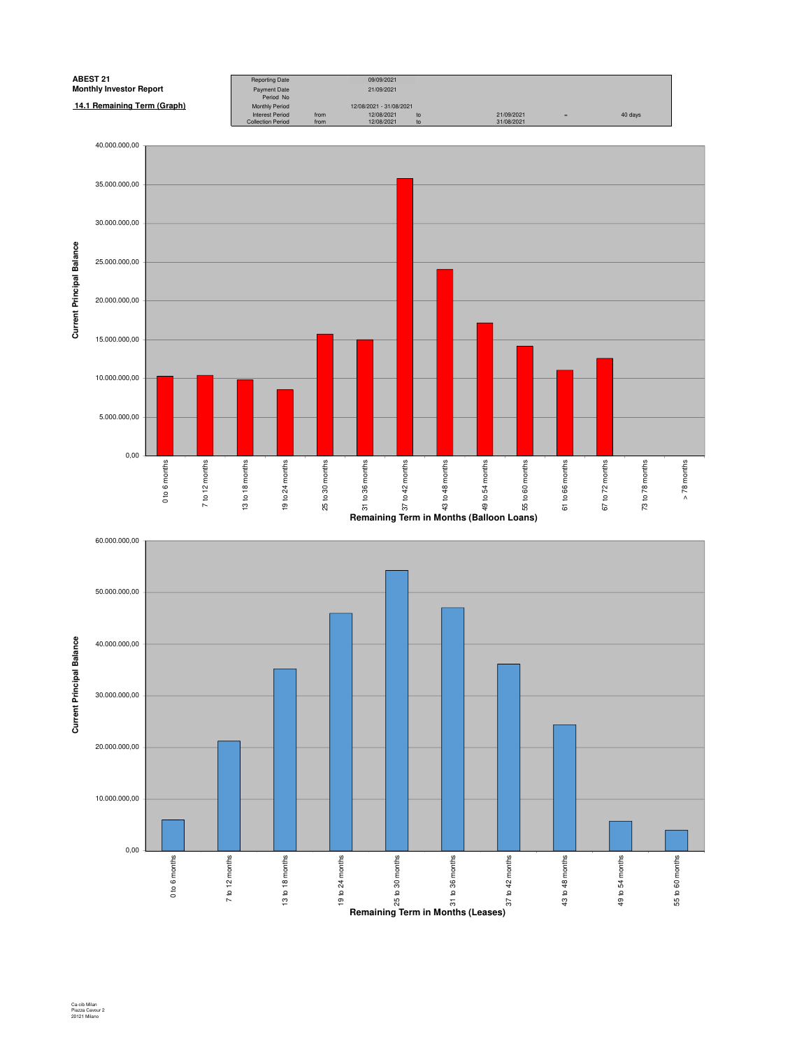**ABEST 21**
**Monthly Investor Report**

**14.1 Remaining Term (Graph)**

| | | | | | | |
|---|---|---|---|---|---|---|
| Reporting Date | | 09/09/2021 | | | | |
| Payment Date | | 21/09/2021 | | | | |
| Period No | | | | | | |
| Monthly Period | | 12/08/2021 - 31/08/2021 | | | | |
| Interest Period | from | 12/08/2021 | to | 21/09/2021 | = | 40 days |
| Collection Period | from | 12/08/2021 | to | 31/08/2021 | | |

Current Principal Balance

Remaining Term in Months (Balloon Loans)

0 to 6 months, 7 to 12 months, 13 to 18 months, 19 to 24 months, 25 to 30 months, 31 to 36 months, 37 to 42 months, 43 to 48 months, 49 to 54 months, 55 to 60 months, 61 to 66 months, 67 to 72 months, 73 to 78 months, > 78 months

Current Principal Balance

Remaining Term in Months (Leases)

0 to 6 months, 7 to 12 months, 13 to 18 months, 19 to 24 months, 25 to 30 months, 31 to 36 months, 37 to 42 months, 43 to 48 months, 49 to 54 months, 55 to 60 months

Ca-cib Milan
Piazza Cavour 2
20121 Milano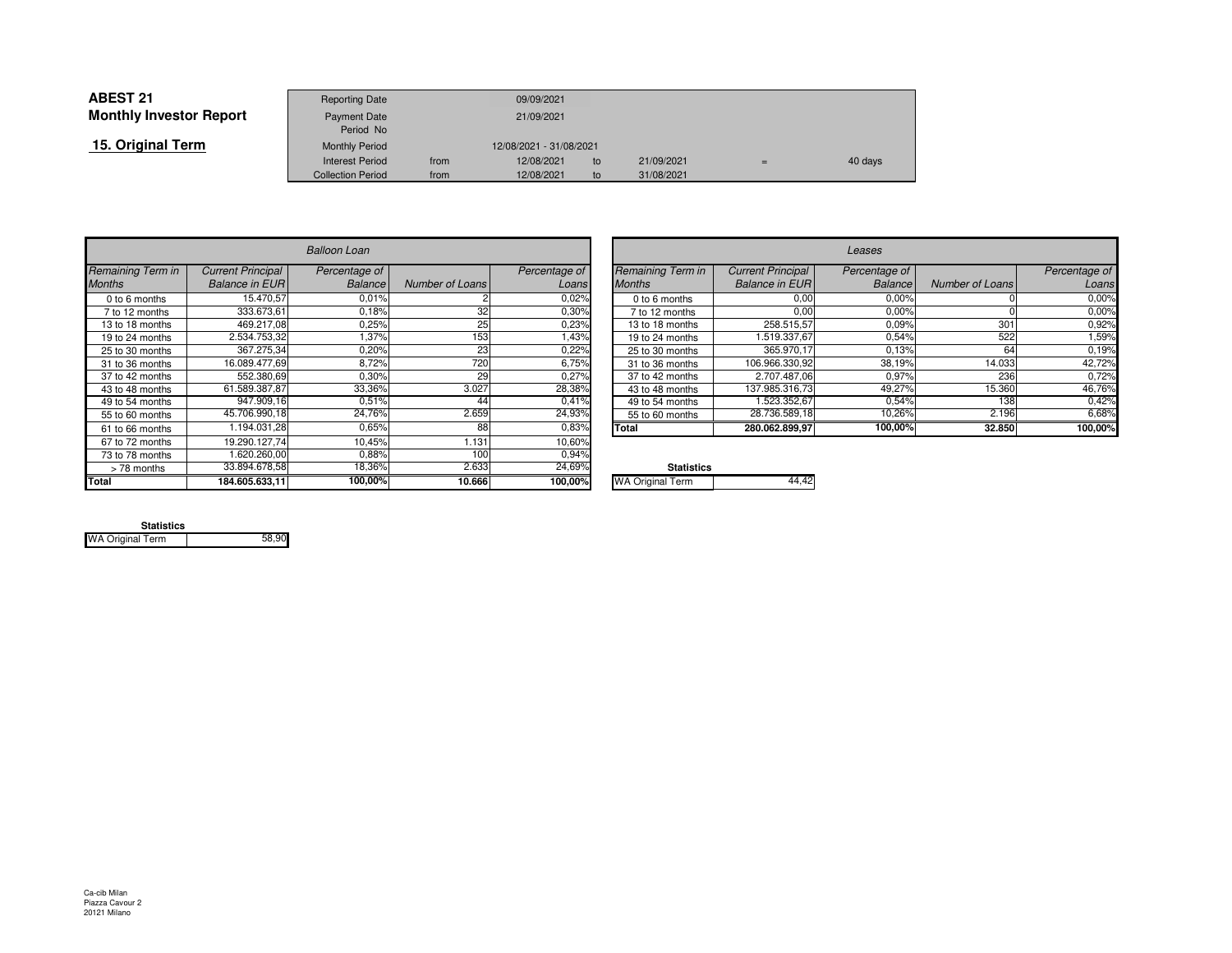# ABEST 21
## Monthly Investor Report

### 15. Original Term

| Reporting Date | | 09/09/2021 | | | | |
|---|---|---|---|---|---|---|
| Payment Date | | 21/09/2021 | | | | |
| Period No | | | | | | |
| Monthly Period | | 12/08/2021 - 31/08/2021 | | | | |
| Interest Period | from | 12/08/2021 | to | 21/09/2021 | = | 40 days |
| Collection Period | from | 12/08/2021 | to | 31/08/2021 | | |

| *Balloon Loan* | | | | |
|---|---|---|---|---|
| *Remaining Term in Months* | *Current Principal Balance in EUR* | *Percentage of Balance* | *Number of Loans* | *Percentage of Loans* |
| 0 to 6 months | 15.470,57 | 0,01% | 2 | 0,02% |
| 7 to 12 months | 333.673,61 | 0,18% | 32 | 0,30% |
| 13 to 18 months | 469.217,08 | 0,25% | 25 | 0,23% |
| 19 to 24 months | 2.534.753,32 | 1,37% | 153 | 1,43% |
| 25 to 30 months | 367.275,34 | 0,20% | 23 | 0,22% |
| 31 to 36 months | 16.089.477,69 | 8,72% | 720 | 6,75% |
| 37 to 42 months | 552.380,69 | 0,30% | 29 | 0,27% |
| 43 to 48 months | 61.589.387,87 | 33,36% | 3.027 | 28,38% |
| 49 to 54 months | 947.909,16 | 0,51% | 44 | 0,41% |
| 55 to 60 months | 45.706.990,18 | 24,76% | 2.659 | 24,93% |
| 61 to 66 months | 1.194.031,28 | 0,65% | 88 | 0,83% |
| 67 to 72 months | 19.290.127,74 | 10,45% | 1.131 | 10,60% |
| 73 to 78 months | 1.620.260,00 | 0,88% | 100 | 0,94% |
| > 78 months | 33.894.678,58 | 18,36% | 2.633 | 24,69% |
| **Total** | **184.605.633,11** | **100,00%** | **10.666** | **100,00%** |

**Statistics**

| WA Original Term | 58,90 |
|---|---|

| *Leases* | | | | |
|---|---|---|---|---|
| *Remaining Term in Months* | *Current Principal Balance in EUR* | *Percentage of Balance* | *Number of Loans* | *Percentage of Loans* |
| 0 to 6 months | 0,00 | 0,00% | 0 | 0,00% |
| 7 to 12 months | 0,00 | 0,00% | 0 | 0,00% |
| 13 to 18 months | 258.515,57 | 0,09% | 301 | 0,92% |
| 19 to 24 months | 1.519.337,67 | 0,54% | 522 | 1,59% |
| 25 to 30 months | 365.970,17 | 0,13% | 64 | 0,19% |
| 31 to 36 months | 106.966.330,92 | 38,19% | 14.033 | 42,72% |
| 37 to 42 months | 2.707.487,06 | 0,97% | 236 | 0,72% |
| 43 to 48 months | 137.985.316,73 | 49,27% | 15.360 | 46,76% |
| 49 to 54 months | 1.523.352,67 | 0,54% | 138 | 0,42% |
| 55 to 60 months | 28.736.589,18 | 10,26% | 2.196 | 6,68% |
| **Total** | **280.062.899,97** | **100,00%** | **32.850** | **100,00%** |

**Statistics**

| WA Original Term | 44,42 |
|---|---|

Ca-cib Milan
Piazza Cavour 2
20121 Milano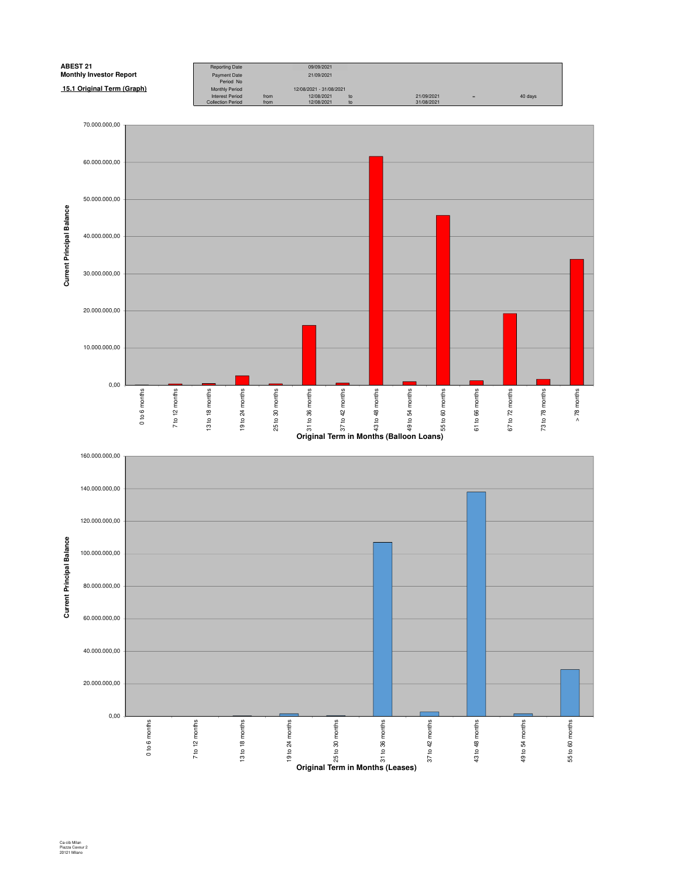**ABEST 21**
**Monthly Investor Report**

**15.1 Original Term (Graph)**

| | | | | | |
|---|---|---|---|---|---|
| Reporting Date | | 09/09/2021 | | | |
| Payment Date | | 21/09/2021 | | | |
| Period No | | | | | |
| Monthly Period | | 12/08/2021 - 31/08/2021 | | | |
| Interest Period | from | 12/08/2021 | to | 21/09/2021 | = 40 days |
| Collection Period | from | 12/08/2021 | to | 31/08/2021 | |

Current Principal Balance

70.000.000,00
60.000.000,00
50.000.000,00
40.000.000,00
30.000.000,00
20.000.000,00
10.000.000,00
0,00

0 to 6 months | 7 to 12 months | 13 to 18 months | 19 to 24 months | 25 to 30 months | 31 to 36 months | 37 to 42 months | 43 to 48 months | 49 to 54 months | 55 to 60 months | 61 to 66 months | 67 to 72 months | 73 to 78 months | > 78 months

**Original Term in Months (Balloon Loans)**

Current Principal Balance

160.000.000,00
140.000.000,00
120.000.000,00
100.000.000,00
80.000.000,00
60.000.000,00
40.000.000,00
20.000.000,00
0,00

0 to 6 months | 7 to 12 months | 13 to 18 months | 19 to 24 months | 25 to 30 months | 31 to 36 months | 37 to 42 months | 43 to 48 months | 49 to 54 months | 55 to 60 months

**Original Term in Months (Leases)**

Ca-cib Milan
Piazza Cavour 2
20121 Milano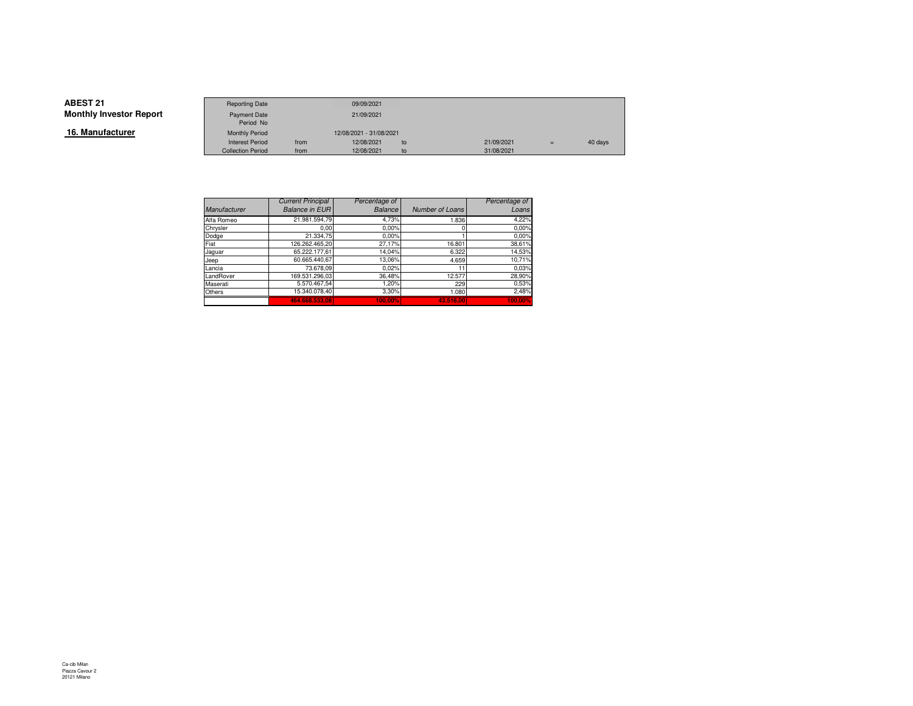**ABEST 21**
**Monthly Investor Report**

## 16. Manufacturer

| | | | | | | |
|---|---|---|---|---|---|---|
| Reporting Date | | 09/09/2021 | | | | |
| Payment Date | | 21/09/2021 | | | | |
| Period No | | | | | | |
| Monthly Period | | 12/08/2021 - 31/08/2021 | | | | |
| Interest Period | from | 12/08/2021 | to | 21/09/2021 | = | 40 days |
| Collection Period | from | 12/08/2021 | to | 31/08/2021 | | |

| *Manufacturer* | *Current Principal Balance in EUR* | *Percentage of Balance* | *Number of Loans* | *Percentage of Loans* |
|---|---|---|---|---|
| Alfa Romeo | 21.981.594,79 | 4,73% | 1.836 | 4,22% |
| Chrysler | 0,00 | 0,00% | 0 | 0,00% |
| Dodge | 21.334,75 | 0,00% | 1 | 0,00% |
| Fiat | 126.262.465,20 | 27,17% | 16.801 | 38,61% |
| Jaguar | 65.222.177,61 | 14,04% | 6.322 | 14,53% |
| Jeep | 60.665.440,67 | 13,06% | 4.659 | 10,71% |
| Lancia | 73.678,09 | 0,02% | 11 | 0,03% |
| LandRover | 169.531.296,03 | 36,48% | 12.577 | 28,90% |
| Maserati | 5.570.467,54 | 1,20% | 229 | 0,53% |
| Others | 15.340.078,40 | 3,30% | 1.080 | 2,48% |
| | 464.668.533,08 | 100,00% | 43.516,00 | 100,00% |

Ca-cib Milan
Piazza Cavour 2
20121 Milano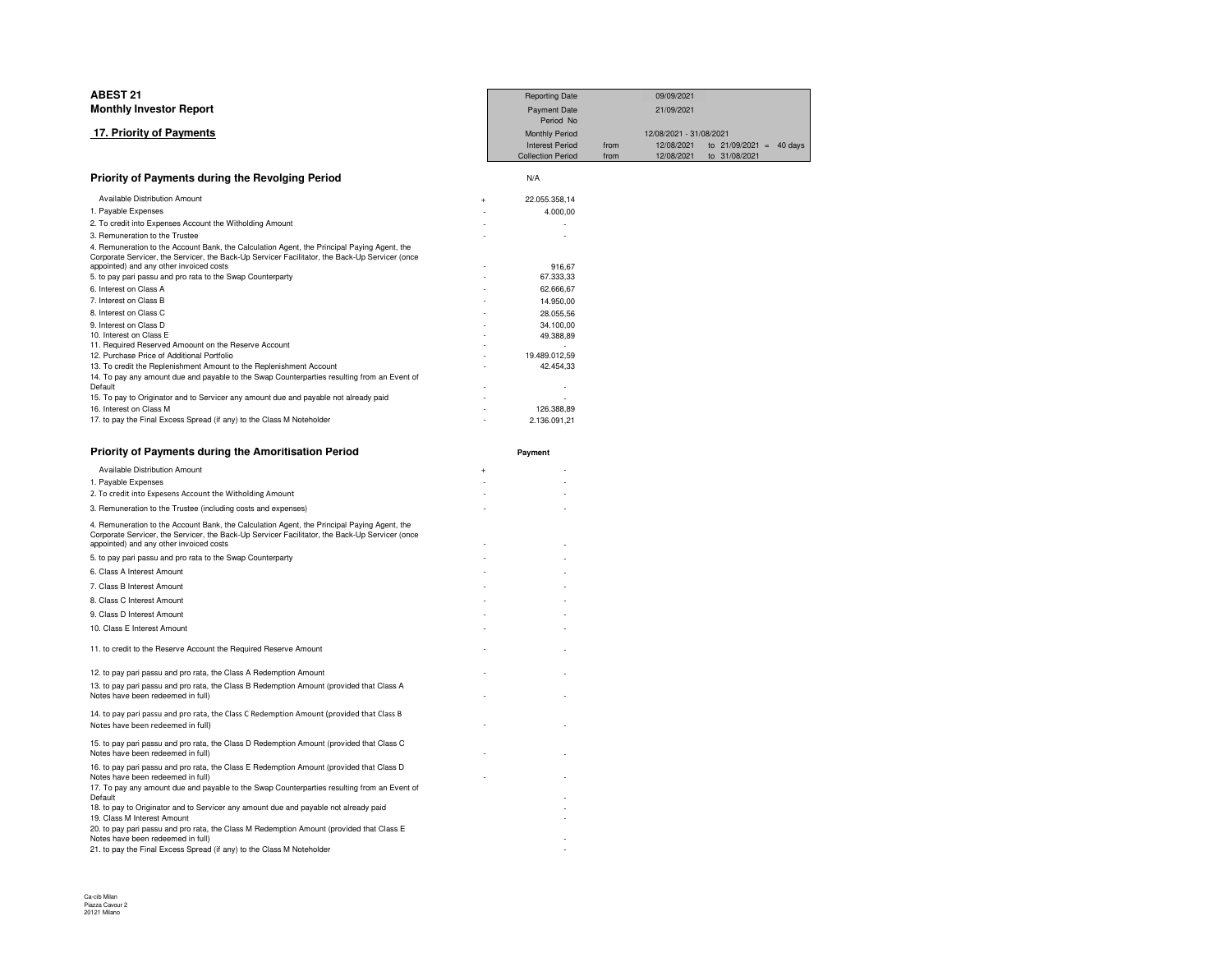**ABEST 21**

**Monthly Investor Report**

**17. Priority of Payments**

| | | | | |
|---|---|---|---|---|
| Reporting Date | | 09/09/2021 | | |
| Payment Date | | 21/09/2021 | | |
| Period No | | | | |
| Monthly Period | | 12/08/2021 - 31/08/2021 | | |
| Interest Period | from | 12/08/2021 | to 21/09/2021 = | 40 days |
| Collection Period | from | 12/08/2021 | to 31/08/2021 | |

## Priority of Payments during the Revolging Period

| | | N/A |
|---|---|---|
| Available Distribution Amount | + | 22.055.358,14 |
| 1. Payable Expenses | - | 4.000,00 |
| 2. To credit into Expenses Account the Witholding Amount | - | - |
| 3. Remuneration to the Trustee | - | - |
| 4. Remuneration to the Account Bank, the Calculation Agent, the Principal Paying Agent, the Corporate Servicer, the Servicer, the Back-Up Servicer Facilitator, the Back-Up Servicer (once appointed) and any other invoiced costs | - | 916,67 |
| 5. to pay pari passu and pro rata to the Swap Counterparty | - | 67.333,33 |
| 6. Interest on Class A | - | 62.666,67 |
| 7. Interest on Class B | - | 14.950,00 |
| 8. Interest on Class C | - | 28.055,56 |
| 9. Interest on Class D | - | 34.100,00 |
| 10. Interest on Class E | - | 49.388,89 |
| 11. Required Reserved Amoount on the Reserve Account | - | - |
| 12. Purchase Price of Additional Portfolio | - | 19.489.012,59 |
| 13. To credit the Replenishment Amount to the Replenishment Account | - | 42.454,33 |
| 14. To pay any amount due and payable to the Swap Counterparties resulting from an Event of Default | - | - |
| 15. To pay to Originator and to Servicer any amount due and payable not already paid | - | - |
| 16. Interest on Class M | - | 126.388,89 |
| 17. to pay the Final Excess Spread (if any) to the Class M Noteholder | - | 2.136.091,21 |

## Priority of Payments during the Amoritisation Period

| | | Payment |
|---|---|---|
| Available Distribution Amount | + | - |
| 1. Payable Expenses | - | - |
| 2. To credit into Expesens Account the Witholding Amount | - | - |
| 3. Remuneration to the Trustee (including costs and expenses) | - | - |
| 4. Remuneration to the Account Bank, the Calculation Agent, the Principal Paying Agent, the Corporate Servicer, the Servicer, the Back-Up Servicer Facilitator, the Back-Up Servicer (once appointed) and any other invoiced costs | - | - |
| 5. to pay pari passu and pro rata to the Swap Counterparty | - | - |
| 6. Class A Interest Amount | - | - |
| 7. Class B Interest Amount | - | - |
| 8. Class C Interest Amount | - | - |
| 9. Class D Interest Amount | - | - |
| 10. Class E Interest Amount | - | - |
| 11. to credit to the Reserve Account the Required Reserve Amount | - | - |
| 12. to pay pari passu and pro rata, the Class A Redemption Amount | - | - |
| 13. to pay pari passu and pro rata, the Class B Redemption Amount (provided that Class A Notes have been redeemed in full) | - | - |
| 14. to pay pari passu and pro rata, the Class C Redemption Amount (provided that Class B Notes have been redeemed in full) | - | - |
| 15. to pay pari passu and pro rata, the Class D Redemption Amount (provided that Class C Notes have been redeemed in full) | - | - |
| 16. to pay pari passu and pro rata, the Class E Redemption Amount (provided that Class D Notes have been redeemed in full) | - | - |
| 17. To pay any amount due and payable to the Swap Counterparties resulting from an Event of Default | | - |
| 18. to pay to Originator and to Servicer any amount due and payable not already paid | | - |
| 19. Class M Interest Amount | | - |
| 20. to pay pari passu and pro rata, the Class M Redemption Amount (provided that Class E Notes have been redeemed in full) | | - |
| 21. to pay the Final Excess Spread (if any) to the Class M Noteholder | | - |

Ca-cib Milan
Piazza Cavour 2
20121 Milano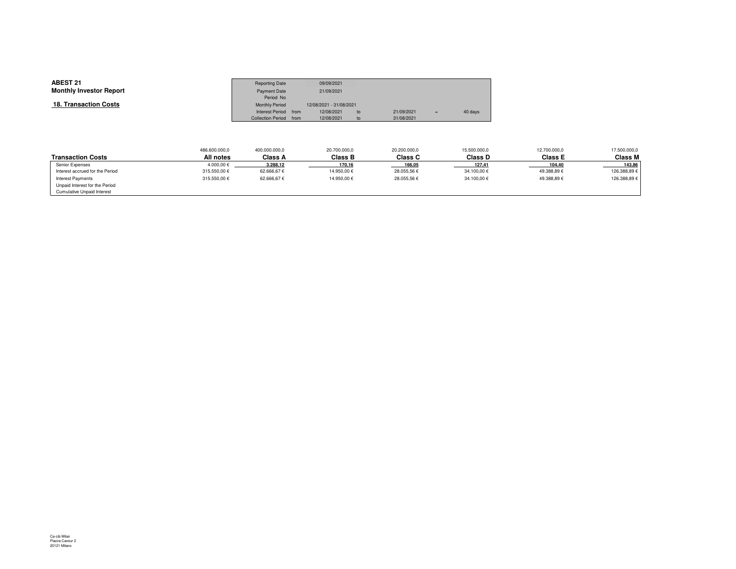**ABEST 21**
**Monthly Investor Report**

**18. Transaction Costs**

| | | | | | | |
|---|---|---|---|---|---|---|
| Reporting Date | | 09/09/2021 | | | | |
| Payment Date | | 21/09/2021 | | | | |
| Period No | | | | | | |
| Monthly Period | | 12/08/2021 - 31/08/2021 | | | | |
| Interest Period | from | 12/08/2021 | to | 21/09/2021 | = | 40 days |
| Collection Period | from | 12/08/2021 | to | 31/08/2021 | | |

| | 486.600.000,0 | 400.000.000,0 | 20.700.000,0 | 20.200.000,0 | 15.500.000,0 | 12.700.000,0 | 17.500.000,0 |
|---|---|---|---|---|---|---|---|
| **Transaction Costs** | **All notes** | **Class A** | **Class B** | **Class C** | **Class D** | **Class E** | **Class M** |
| Senior Expenses | 4.000,00 € | 3.288,12 | 170,16 | 166,05 | 127,41 | 104,40 | 143,86 |
| Interest accrued for the Period | 315.550,00 € | 62.666,67 € | 14.950,00 € | 28.055,56 € | 34.100,00 € | 49.388,89 € | 126.388,89 € |
| Interest Payments | 315.550,00 € | 62.666,67 € | 14.950,00 € | 28.055,56 € | 34.100,00 € | 49.388,89 € | 126.388,89 € |
| Unpaid Interest for the Period | | | | | | | |
| Cumulative Unpaid Interest | | | | | | | |

Ca-cib Milan
Piazza Cavour 2
20121 Milano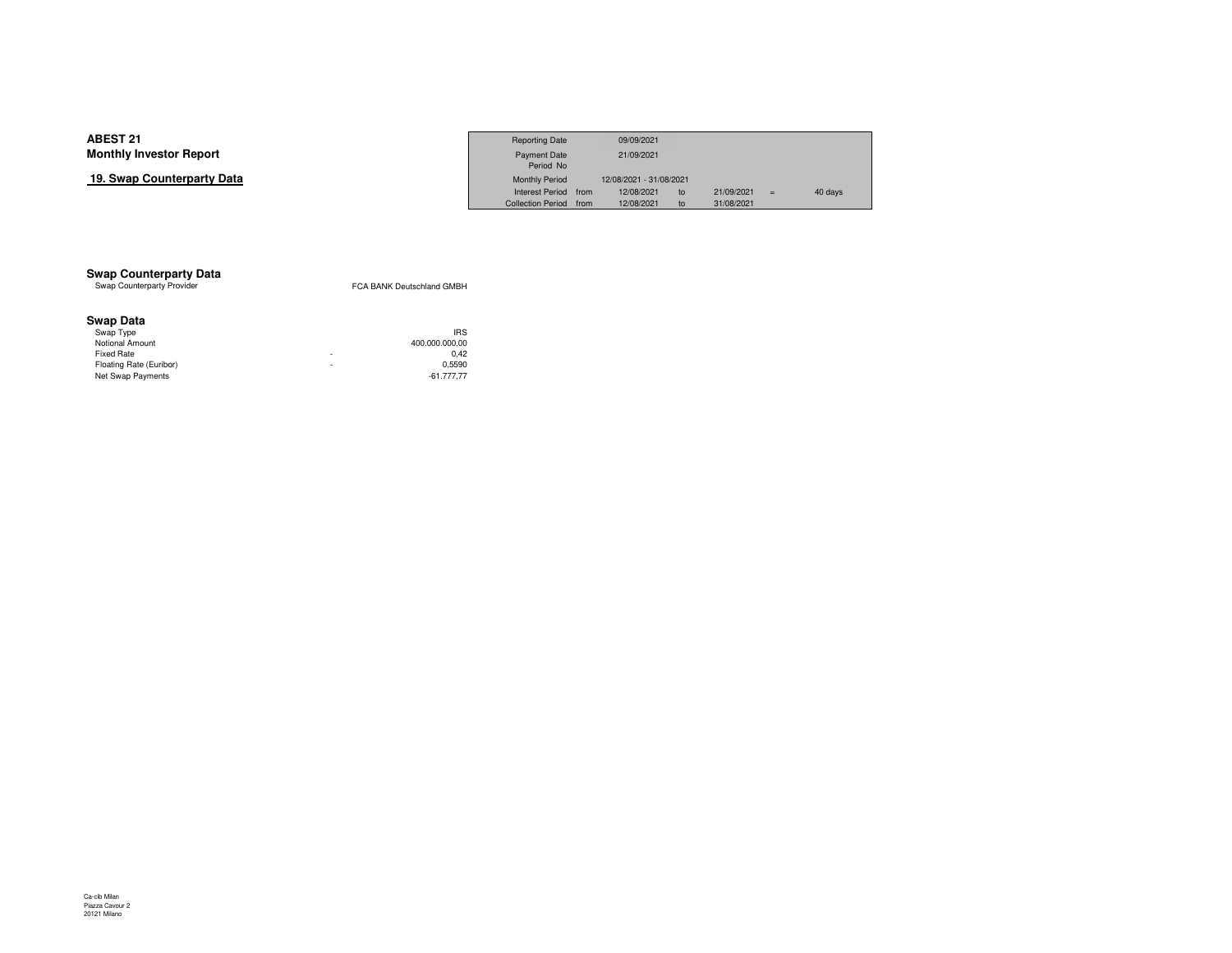# ABEST 21
## Monthly Investor Report

### 19. Swap Counterparty Data

| Reporting Date | | 09/09/2021 | | | | |
|---|---|---|---|---|---|---|
| Payment Date | | 21/09/2021 | | | | |
| Period No | | | | | | |
| Monthly Period | | 12/08/2021 - 31/08/2021 | | | | |
| Interest Period | from | 12/08/2021 | to | 21/09/2021 | = | 40 days |
| Collection Period | from | 12/08/2021 | to | 31/08/2021 | | |

### Swap Counterparty Data

| | |
|---|---|
| Swap Counterparty Provider | FCA BANK Deutschland GMBH |

### Swap Data

| | | |
|---|---|---|
| Swap Type | | IRS |
| Notional Amount | | 400.000.000,00 |
| Fixed Rate | - | 0,42 |
| Floating Rate (Euribor) | - | 0,5590 |
| Net Swap Payments | | -61.777,77 |

Ca-cib Milan
Piazza Cavour 2
20121 Milano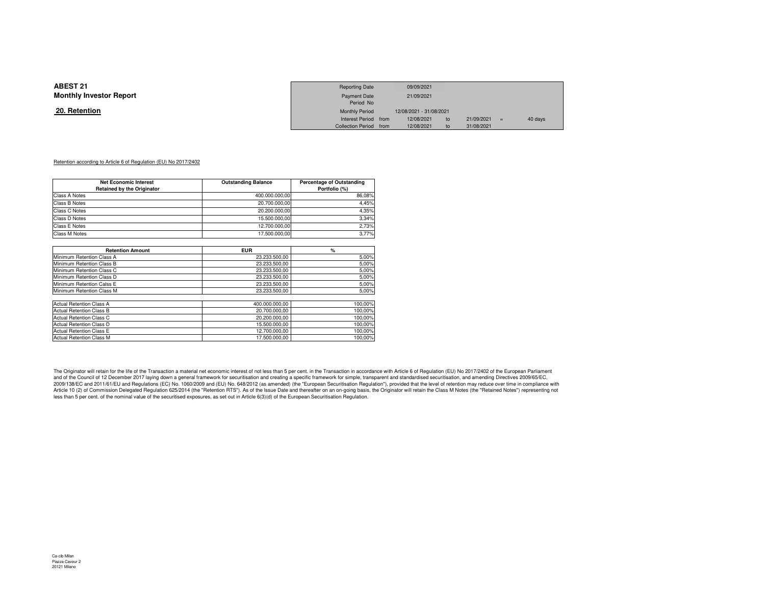**ABEST 21**
**Monthly Investor Report**

**20. Retention**

| | | | | | | |
|---|---|---|---|---|---|---|
| Reporting Date | | 09/09/2021 | | | | |
| Payment Date | | 21/09/2021 | | | | |
| Period No | | | | | | |
| Monthly Period | | 12/08/2021 - 31/08/2021 | | | | |
| Interest Period | from | 12/08/2021 | to | 21/09/2021 | = | 40 days |
| Collection Period | from | 12/08/2021 | to | 31/08/2021 | | |

Retention according to Article 6 of Regulation (EU) No 2017/2402

| Net Economic Interest Retained by the Originator | Outstanding Balance | Percentage of Outstanding Portfolio (%) |
|---|---|---|
| Class A Notes | 400.000.000,00 | 86,08% |
| Class B Notes | 20.700.000,00 | 4,45% |
| Class C Notes | 20.200.000,00 | 4,35% |
| Class D Notes | 15.500.000,00 | 3,34% |
| Class E Notes | 12.700.000,00 | 2,73% |
| Class M Notes | 17.500.000,00 | 3,77% |

| Retention Amount | EUR | % |
|---|---|---|
| Minimum Retention Class A | 23.233.500,00 | 5,00% |
| Minimum Retention Class B | 23.233.500,00 | 5,00% |
| Minimum Retention Class C | 23.233.500,00 | 5,00% |
| Minimum Retention Class D | 23.233.500,00 | 5,00% |
| Minimum Retention Calss E | 23.233.500,00 | 5,00% |
| Minimum Retention Class M | 23.233.500,00 | 5,00% |
| | | |
| Actual Retention Class A | 400.000.000,00 | 100,00% |
| Actual Retention Class B | 20.700.000,00 | 100,00% |
| Actual Retention Class C | 20.200.000,00 | 100,00% |
| Actual Retention Class D | 15.500.000,00 | 100,00% |
| Actual Retention Class E | 12.700.000,00 | 100,00% |
| Actual Retention Class M | 17.500.000,00 | 100,00% |

The Originator will retain for the life of the Transaction a material net economic interest of not less than 5 per cent. in the Transaction in accordance with Article 6 of Regulation (EU) No 2017/2402 of the European Parliament and of the Council of 12 December 2017 laying down a general framework for securitisation and creating a specific framework for simple, transparent and standardised securitisation, and amending Directives 2009/65/EC, 2009/138/EC and 2011/61/EU and Regulations (EC) No. 1060/2009 and (EU) No. 648/2012 (as amended) (the "European Securitisation Regulation"), provided that the level of retention may reduce over time in compliance with Article 10 (2) of Commission Delegated Regulation 625/2014 (the "Retention RTS"). As of the Issue Date and thereafter on an on-going basis, the Originator will retain the Class M Notes (the "Retained Notes") representing not less than 5 per cent. of the nominal value of the securitised exposures, as set out in Article 6(3)(d) of the European Securitisation Regulation.

Ca-cib Milan
Piazza Cavour 2
20121 Milano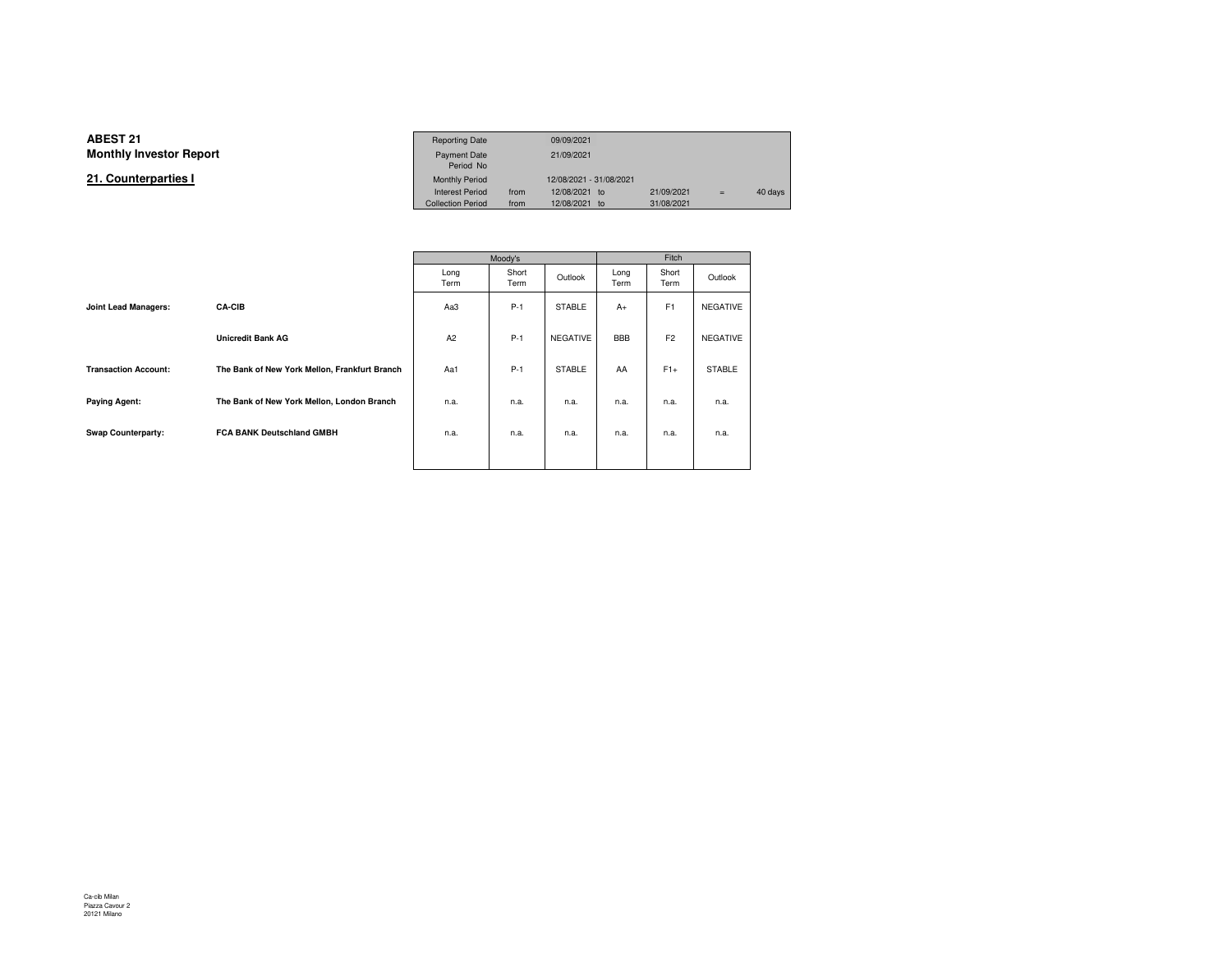# ABEST 21
## Monthly Investor Report

### 21. Counterparties I

| | | | | | |
|---|---|---|---|---|---|
| Reporting Date | | 09/09/2021 | | | |
| Payment Date | | 21/09/2021 | | | |
| Period No | | | | | |
| Monthly Period | | 12/08/2021 - 31/08/2021 | | | |
| Interest Period | from | 12/08/2021 to | 21/09/2021 | = | 40 days |
| Collection Period | from | 12/08/2021 to | 31/08/2021 | | |

| | | Moody's | | | Fitch | | |
|---|---|---|---|---|---|---|---|
| | | Long Term | Short Term | Outlook | Long Term | Short Term | Outlook |
| **Joint Lead Managers:** | **CA-CIB** | Aa3 | P-1 | STABLE | A+ | F1 | NEGATIVE |
| | **Unicredit Bank AG** | A2 | P-1 | NEGATIVE | BBB | F2 | NEGATIVE |
| **Transaction Account:** | **The Bank of New York Mellon, Frankfurt Branch** | Aa1 | P-1 | STABLE | AA | F1+ | STABLE |
| **Paying Agent:** | **The Bank of New York Mellon, London Branch** | n.a. | n.a. | n.a. | n.a. | n.a. | n.a. |
| **Swap Counterparty:** | **FCA BANK Deutschland GMBH** | n.a. | n.a. | n.a. | n.a. | n.a. | n.a. |

Ca-cib Milan
Piazza Cavour 2
20121 Milano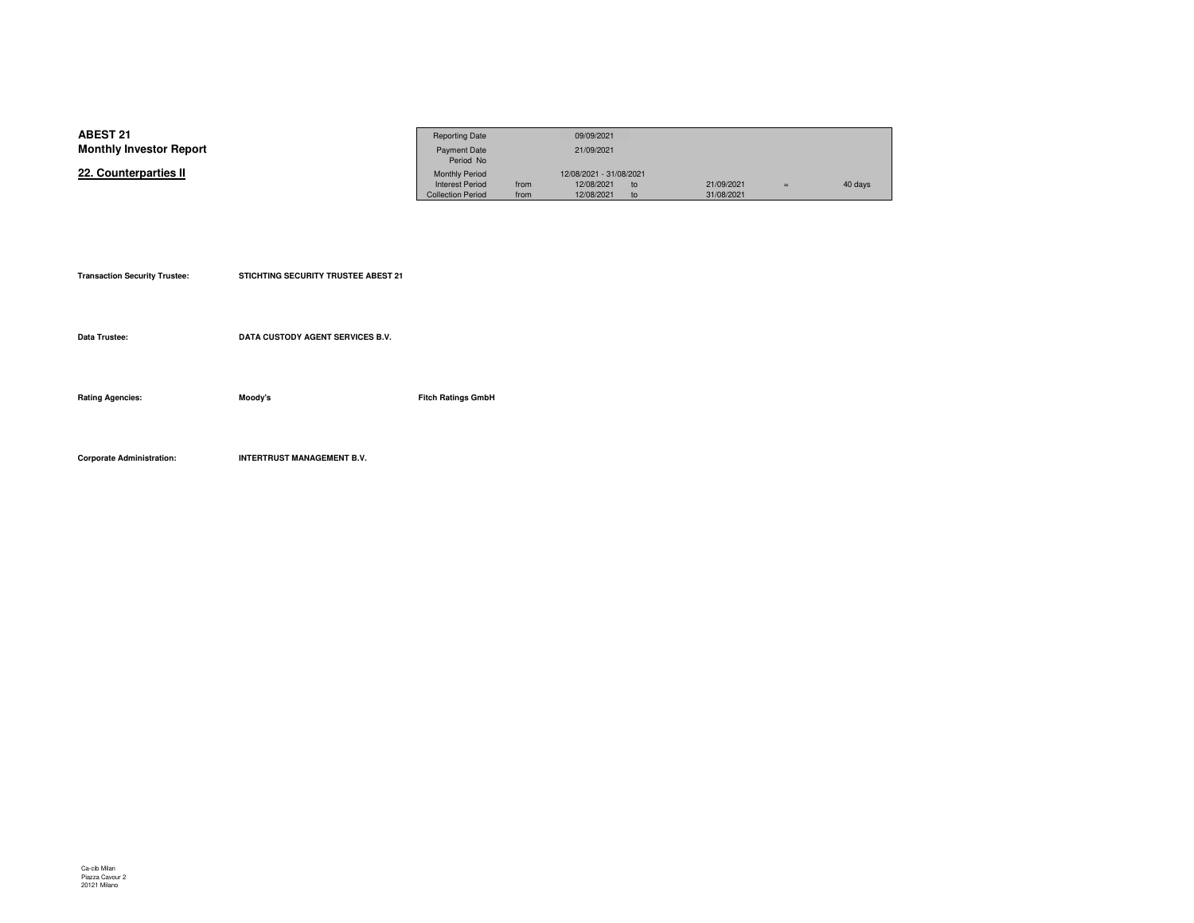**ABEST 21**
**Monthly Investor Report**

## 22. Counterparties II

| Reporting Date | | 09/09/2021 | | | | |
|---|---|---|---|---|---|---|
| Payment Date | | 21/09/2021 | | | | |
| Period No | | | | | | |
| Monthly Period | | 12/08/2021 - 31/08/2021 | | | | |
| Interest Period | from | 12/08/2021 | to | 21/09/2021 | = | 40 days |
| Collection Period | from | 12/08/2021 | to | 31/08/2021 | | |

**Transaction Security Trustee:** **STICHTING SECURITY TRUSTEE ABEST 21**

**Data Trustee:** **DATA CUSTODY AGENT SERVICES B.V.**

**Rating Agencies:** **Moody's** **Fitch Ratings GmbH**

**Corporate Administration:** **INTERTRUST MANAGEMENT B.V.**

Ca-cib Milan
Piazza Cavour 2
20121 Milano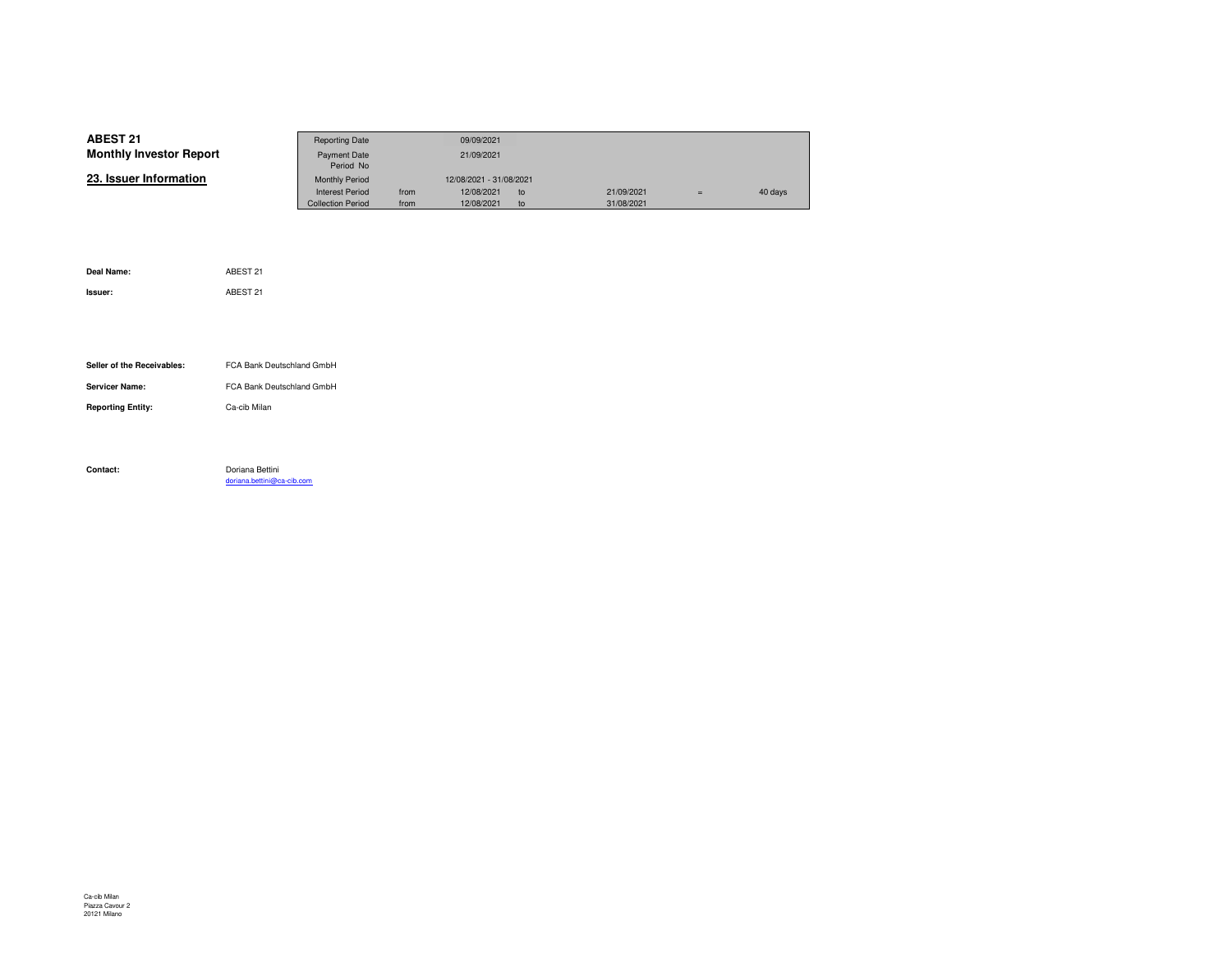**ABEST 21**
**Monthly Investor Report**

## 23. Issuer Information

| Reporting Date | | 09/09/2021 | | | | |
|---|---|---|---|---|---|---|
| Payment Date | | 21/09/2021 | | | | |
| Period No | | | | | | |
| Monthly Period | | 12/08/2021 - 31/08/2021 | | | | |
| Interest Period | from | 12/08/2021 | to | 21/09/2021 | = | 40 days |
| Collection Period | from | 12/08/2021 | to | 31/08/2021 | | |

**Deal Name:** ABEST 21

**Issuer:** ABEST 21

**Seller of the Receivables:** FCA Bank Deutschland GmbH

**Servicer Name:** FCA Bank Deutschland GmbH

**Reporting Entity:** Ca-cib Milan

**Contact:** Doriana Bettini
doriana.bettini@ca-cib.com

Ca-cib Milan
Piazza Cavour 2
20121 Milano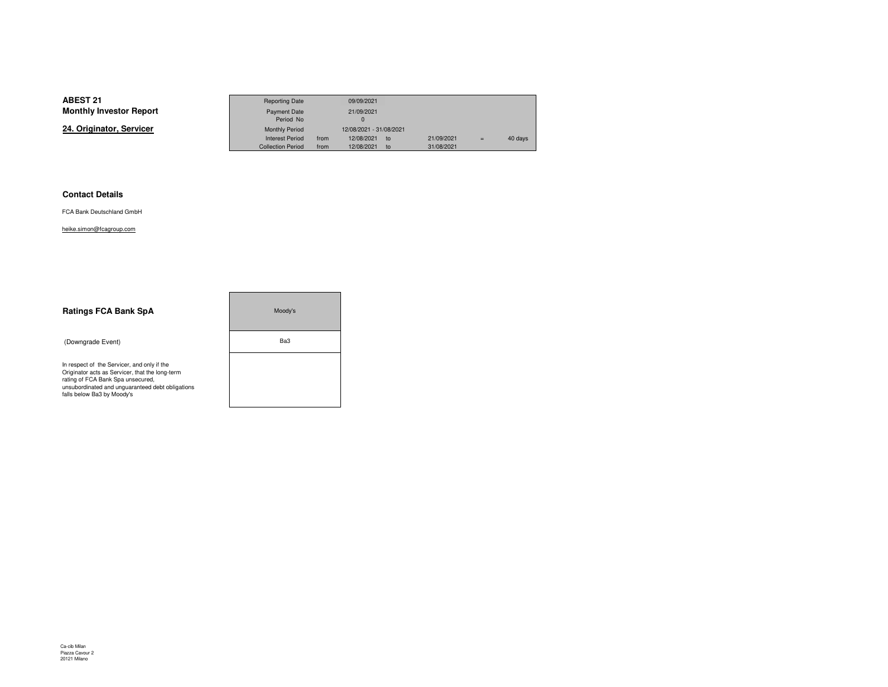**ABEST 21**
**Monthly Investor Report**

**24. Originator, Servicer**

| Reporting Date | | 09/09/2021 | | | | |
|---|---|---|---|---|---|---|
| Payment Date | | 21/09/2021 | | | | |
| Period No | | 0 | | | | |
| Monthly Period | | 12/08/2021 - 31/08/2021 | | | | |
| Interest Period | from | 12/08/2021 | to | 21/09/2021 | = | 40 days |
| Collection Period | from | 12/08/2021 | to | 31/08/2021 | | |

**Contact Details**

FCA Bank Deutschland GmbH

heike.simon@fcagroup.com

**Ratings FCA Bank SpA**

| | Moody's |
|---|---|
| (Downgrade Event) | Ba3 |
| In respect of the Servicer, and only if the Originator acts as Servicer, that the long-term rating of FCA Bank Spa unsecured, unsubordinated and unguaranteed debt obligations falls below Ba3 by Moody's | |

Ca-cib Milan
Piazza Cavour 2
20121 Milano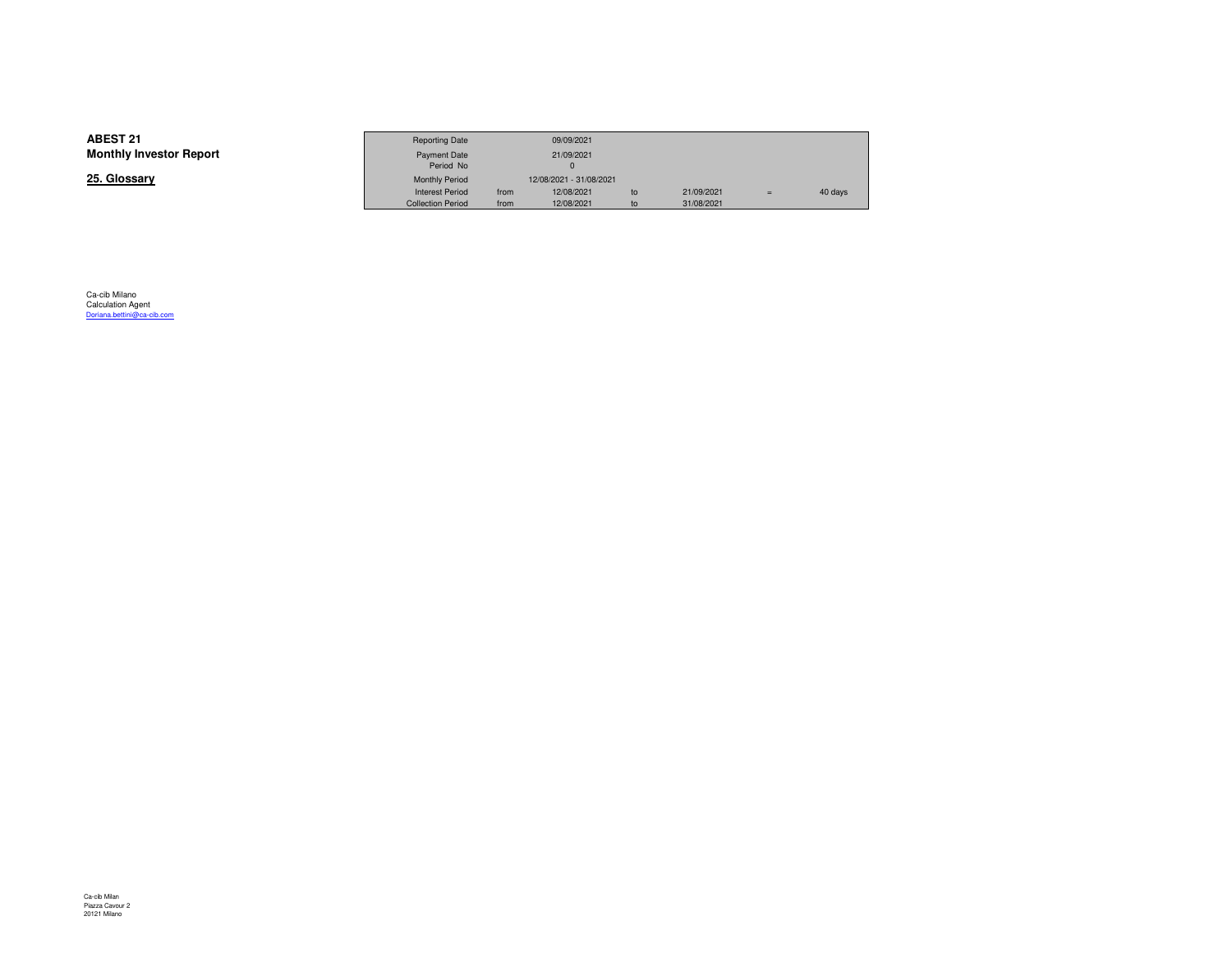**ABEST 21**
**Monthly Investor Report**

## 25. Glossary

| | | | | | | |
|---|---|---|---|---|---|---|
| Reporting Date | | 09/09/2021 | | | | |
| Payment Date | | 21/09/2021 | | | | |
| Period No | | 0 | | | | |
| Monthly Period | | 12/08/2021 - 31/08/2021 | | | | |
| Interest Period | from | 12/08/2021 | to | 21/09/2021 | = | 40 days |
| Collection Period | from | 12/08/2021 | to | 31/08/2021 | | |

Ca-cib Milano
Calculation Agent
Doriana.bettini@ca-cib.com

Ca-cib Milan
Piazza Cavour 2
20121 Milano